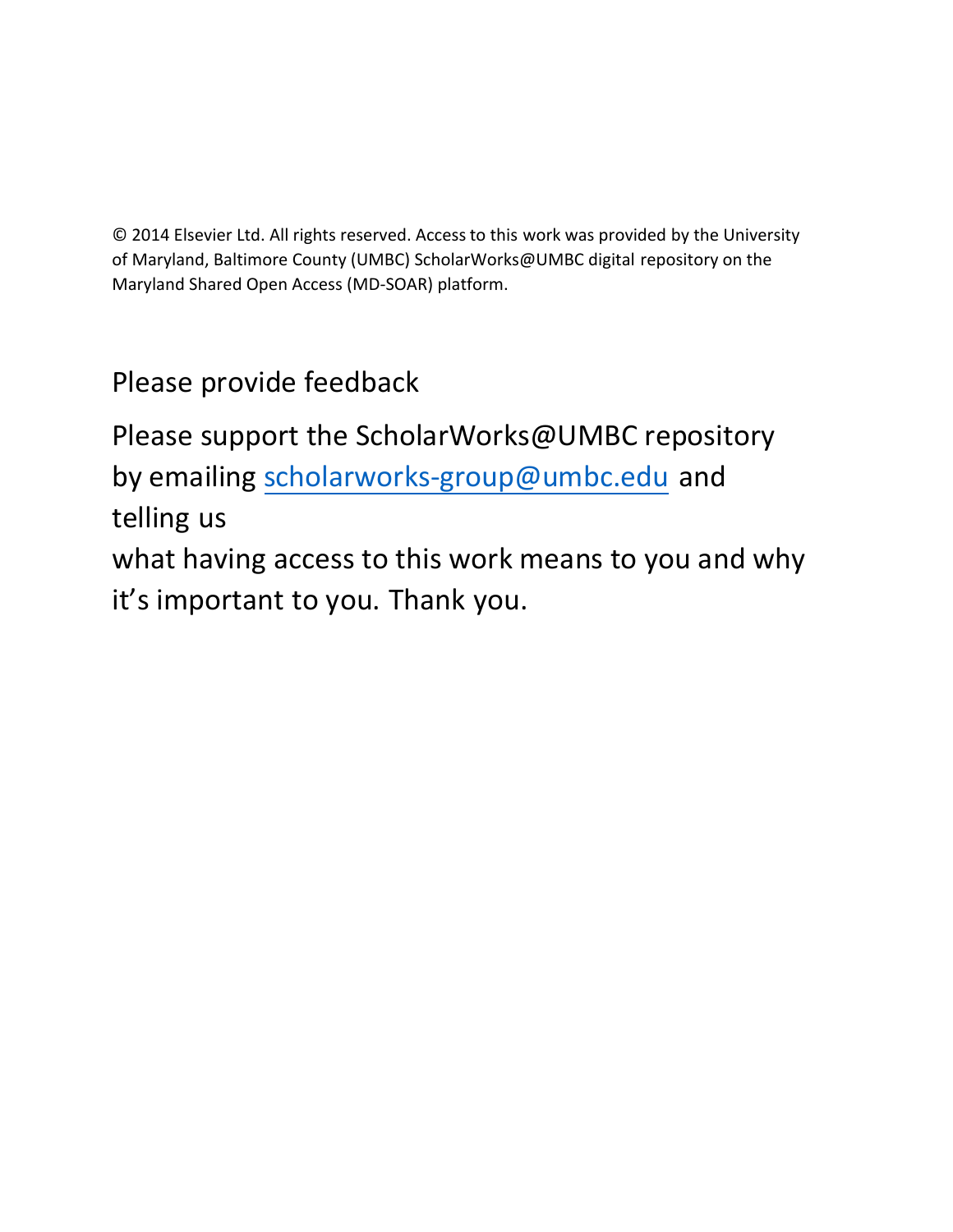© 2014 Elsevier Ltd. All rights reserved. Access to this work was provided by the University of Maryland, Baltimore County (UMBC) ScholarWorks@UMBC digital repository on the Maryland Shared Open Access (MD-SOAR) platform.

## Please provide feedback

Please support the ScholarWorks@UMBC repository by emailing scholarworks-group@umbc.edu and telling us what having access to this work means to you and why it's important to you. Thank you.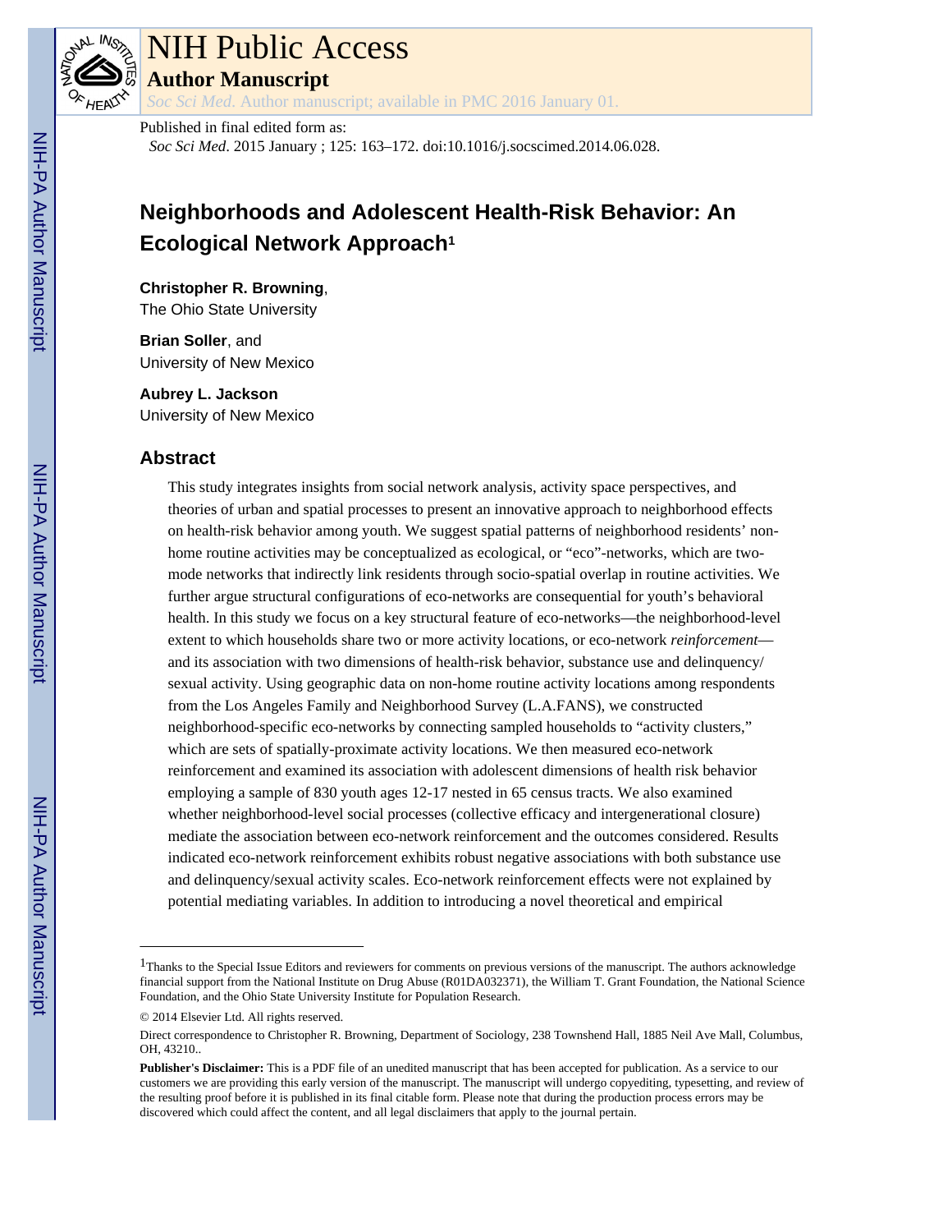# Neighborhoods and Adolescent Health-Risk Behavior: An Ecological Network Approach[1]

**Christopher R. Browning**,
The Ohio State University

**Brian Soller**, and
University of New Mexico

**Aubrey L. Jackson**
University of New Mexico

## Abstract

This study integrates insights from social network analysis, activity space perspectives, and theories of urban and spatial processes to present an innovative approach to neighborhood effects on health-risk behavior among youth. We suggest spatial patterns of neighborhood residents' non-home routine activities may be conceptualized as ecological, or "eco"-networks, which are two-mode networks that indirectly link residents through socio-spatial overlap in routine activities. We further argue structural configurations of eco-networks are consequential for youth's behavioral health. In this study we focus on a key structural feature of eco-networks—the neighborhood-level extent to which households share two or more activity locations, or eco-network *reinforcement*—and its association with two dimensions of health-risk behavior, substance use and delinquency/sexual activity. Using geographic data on non-home routine activity locations among respondents from the Los Angeles Family and Neighborhood Survey (L.A.FANS), we constructed neighborhood-specific eco-networks by connecting sampled households to "activity clusters," which are sets of spatially-proximate activity locations. We then measured eco-network reinforcement and examined its association with adolescent dimensions of health risk behavior employing a sample of 830 youth ages 12-17 nested in 65 census tracts. We also examined whether neighborhood-level social processes (collective efficacy and intergenerational closure) mediate the association between eco-network reinforcement and the outcomes considered. Results indicated eco-network reinforcement exhibits robust negative associations with both substance use and delinquency/sexual activity scales. Eco-network reinforcement effects were not explained by potential mediating variables. In addition to introducing a novel theoretical and empirical

---

[1]Thanks to the Special Issue Editors and reviewers for comments on previous versions of the manuscript. The authors acknowledge financial support from the National Institute on Drug Abuse (R01DA032371), the William T. Grant Foundation, the National Science Foundation, and the Ohio State University Institute for Population Research.

© 2014 Elsevier Ltd. All rights reserved.

Direct correspondence to Christopher R. Browning, Department of Sociology, 238 Townshend Hall, 1885 Neil Ave Mall, Columbus, OH, 43210..

**Publisher's Disclaimer:** This is a PDF file of an unedited manuscript that has been accepted for publication. As a service to our customers we are providing this early version of the manuscript. The manuscript will undergo copyediting, typesetting, and review of the resulting proof before it is published in its final citable form. Please note that during the production process errors may be discovered which could affect the content, and all legal disclaimers that apply to the journal pertain.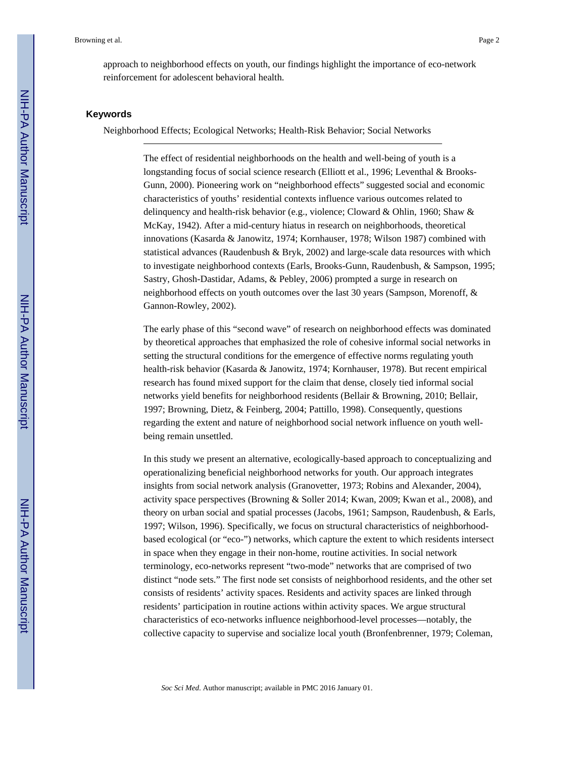approach to neighborhood effects on youth, our findings highlight the importance of eco-network reinforcement for adolescent behavioral health.

### Keywords

Neighborhood Effects; Ecological Networks; Health-Risk Behavior; Social Networks

The effect of residential neighborhoods on the health and well-being of youth is a longstanding focus of social science research (Elliott et al., 1996; Leventhal & Brooks-Gunn, 2000). Pioneering work on "neighborhood effects" suggested social and economic characteristics of youths' residential contexts influence various outcomes related to delinquency and health-risk behavior (e.g., violence; Cloward & Ohlin, 1960; Shaw & McKay, 1942). After a mid-century hiatus in research on neighborhoods, theoretical innovations (Kasarda & Janowitz, 1974; Kornhauser, 1978; Wilson 1987) combined with statistical advances (Raudenbush & Bryk, 2002) and large-scale data resources with which to investigate neighborhood contexts (Earls, Brooks-Gunn, Raudenbush, & Sampson, 1995; Sastry, Ghosh-Dastidar, Adams, & Pebley, 2006) prompted a surge in research on neighborhood effects on youth outcomes over the last 30 years (Sampson, Morenoff, & Gannon-Rowley, 2002).

The early phase of this "second wave" of research on neighborhood effects was dominated by theoretical approaches that emphasized the role of cohesive informal social networks in setting the structural conditions for the emergence of effective norms regulating youth health-risk behavior (Kasarda & Janowitz, 1974; Kornhauser, 1978). But recent empirical research has found mixed support for the claim that dense, closely tied informal social networks yield benefits for neighborhood residents (Bellair & Browning, 2010; Bellair, 1997; Browning, Dietz, & Feinberg, 2004; Pattillo, 1998). Consequently, questions regarding the extent and nature of neighborhood social network influence on youth well-being remain unsettled.

In this study we present an alternative, ecologically-based approach to conceptualizing and operationalizing beneficial neighborhood networks for youth. Our approach integrates insights from social network analysis (Granovetter, 1973; Robins and Alexander, 2004), activity space perspectives (Browning & Soller 2014; Kwan, 2009; Kwan et al., 2008), and theory on urban social and spatial processes (Jacobs, 1961; Sampson, Raudenbush, & Earls, 1997; Wilson, 1996). Specifically, we focus on structural characteristics of neighborhood-based ecological (or "eco-") networks, which capture the extent to which residents intersect in space when they engage in their non-home, routine activities. In social network terminology, eco-networks represent "two-mode" networks that are comprised of two distinct "node sets." The first node set consists of neighborhood residents, and the other set consists of residents' activity spaces. Residents and activity spaces are linked through residents' participation in routine actions within activity spaces. We argue structural characteristics of eco-networks influence neighborhood-level processes—notably, the collective capacity to supervise and socialize local youth (Bronfenbrenner, 1979; Coleman,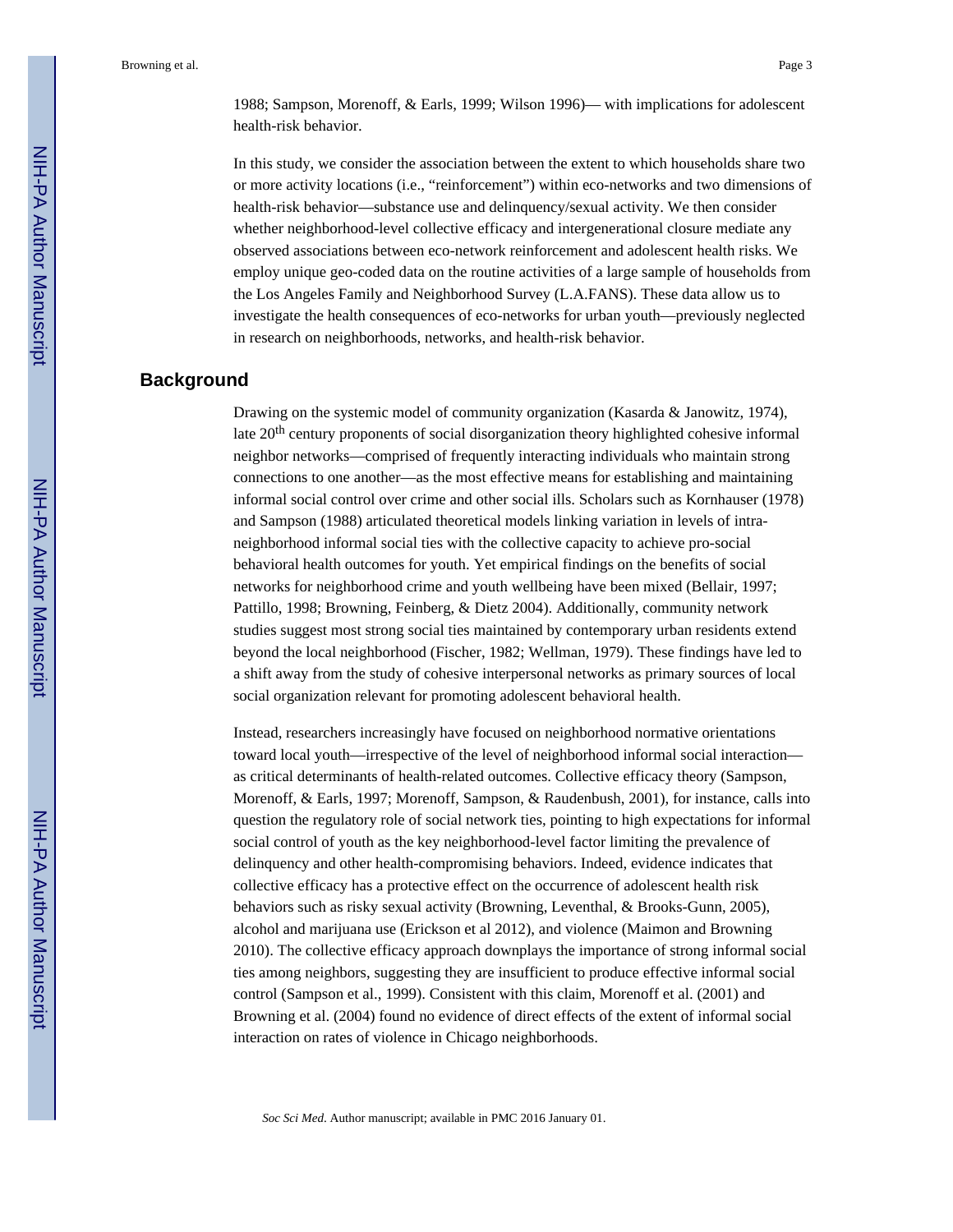1988; Sampson, Morenoff, & Earls, 1999; Wilson 1996)— with implications for adolescent health-risk behavior.

In this study, we consider the association between the extent to which households share two or more activity locations (i.e., "reinforcement") within eco-networks and two dimensions of health-risk behavior—substance use and delinquency/sexual activity. We then consider whether neighborhood-level collective efficacy and intergenerational closure mediate any observed associations between eco-network reinforcement and adolescent health risks. We employ unique geo-coded data on the routine activities of a large sample of households from the Los Angeles Family and Neighborhood Survey (L.A.FANS). These data allow us to investigate the health consequences of eco-networks for urban youth—previously neglected in research on neighborhoods, networks, and health-risk behavior.

## Background

Drawing on the systemic model of community organization (Kasarda & Janowitz, 1974), late 20th century proponents of social disorganization theory highlighted cohesive informal neighbor networks—comprised of frequently interacting individuals who maintain strong connections to one another—as the most effective means for establishing and maintaining informal social control over crime and other social ills. Scholars such as Kornhauser (1978) and Sampson (1988) articulated theoretical models linking variation in levels of intra-neighborhood informal social ties with the collective capacity to achieve pro-social behavioral health outcomes for youth. Yet empirical findings on the benefits of social networks for neighborhood crime and youth wellbeing have been mixed (Bellair, 1997; Pattillo, 1998; Browning, Feinberg, & Dietz 2004). Additionally, community network studies suggest most strong social ties maintained by contemporary urban residents extend beyond the local neighborhood (Fischer, 1982; Wellman, 1979). These findings have led to a shift away from the study of cohesive interpersonal networks as primary sources of local social organization relevant for promoting adolescent behavioral health.

Instead, researchers increasingly have focused on neighborhood normative orientations toward local youth—irrespective of the level of neighborhood informal social interaction—as critical determinants of health-related outcomes. Collective efficacy theory (Sampson, Morenoff, & Earls, 1997; Morenoff, Sampson, & Raudenbush, 2001), for instance, calls into question the regulatory role of social network ties, pointing to high expectations for informal social control of youth as the key neighborhood-level factor limiting the prevalence of delinquency and other health-compromising behaviors. Indeed, evidence indicates that collective efficacy has a protective effect on the occurrence of adolescent health risk behaviors such as risky sexual activity (Browning, Leventhal, & Brooks-Gunn, 2005), alcohol and marijuana use (Erickson et al 2012), and violence (Maimon and Browning 2010). The collective efficacy approach downplays the importance of strong informal social ties among neighbors, suggesting they are insufficient to produce effective informal social control (Sampson et al., 1999). Consistent with this claim, Morenoff et al. (2001) and Browning et al. (2004) found no evidence of direct effects of the extent of informal social interaction on rates of violence in Chicago neighborhoods.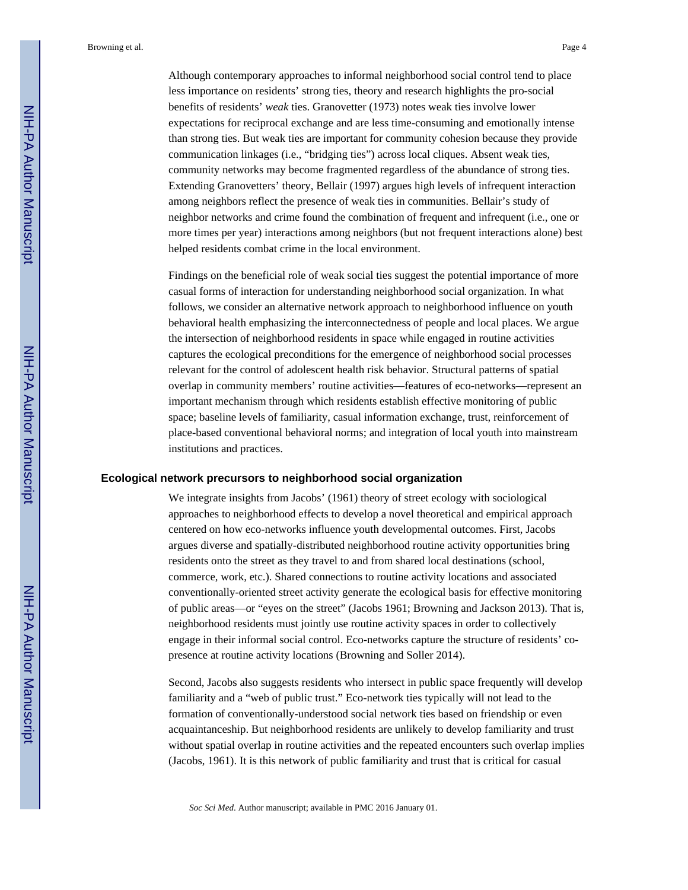Although contemporary approaches to informal neighborhood social control tend to place less importance on residents' strong ties, theory and research highlights the pro-social benefits of residents' *weak* ties. Granovetter (1973) notes weak ties involve lower expectations for reciprocal exchange and are less time-consuming and emotionally intense than strong ties. But weak ties are important for community cohesion because they provide communication linkages (i.e., "bridging ties") across local cliques. Absent weak ties, community networks may become fragmented regardless of the abundance of strong ties. Extending Granovetters' theory, Bellair (1997) argues high levels of infrequent interaction among neighbors reflect the presence of weak ties in communities. Bellair's study of neighbor networks and crime found the combination of frequent and infrequent (i.e., one or more times per year) interactions among neighbors (but not frequent interactions alone) best helped residents combat crime in the local environment.

Findings on the beneficial role of weak social ties suggest the potential importance of more casual forms of interaction for understanding neighborhood social organization. In what follows, we consider an alternative network approach to neighborhood influence on youth behavioral health emphasizing the interconnectedness of people and local places. We argue the intersection of neighborhood residents in space while engaged in routine activities captures the ecological preconditions for the emergence of neighborhood social processes relevant for the control of adolescent health risk behavior. Structural patterns of spatial overlap in community members' routine activities—features of eco-networks—represent an important mechanism through which residents establish effective monitoring of public space; baseline levels of familiarity, casual information exchange, trust, reinforcement of place-based conventional behavioral norms; and integration of local youth into mainstream institutions and practices.

## Ecological network precursors to neighborhood social organization

We integrate insights from Jacobs' (1961) theory of street ecology with sociological approaches to neighborhood effects to develop a novel theoretical and empirical approach centered on how eco-networks influence youth developmental outcomes. First, Jacobs argues diverse and spatially-distributed neighborhood routine activity opportunities bring residents onto the street as they travel to and from shared local destinations (school, commerce, work, etc.). Shared connections to routine activity locations and associated conventionally-oriented street activity generate the ecological basis for effective monitoring of public areas—or "eyes on the street" (Jacobs 1961; Browning and Jackson 2013). That is, neighborhood residents must jointly use routine activity spaces in order to collectively engage in their informal social control. Eco-networks capture the structure of residents' co-presence at routine activity locations (Browning and Soller 2014).

Second, Jacobs also suggests residents who intersect in public space frequently will develop familiarity and a "web of public trust." Eco-network ties typically will not lead to the formation of conventionally-understood social network ties based on friendship or even acquaintanceship. But neighborhood residents are unlikely to develop familiarity and trust without spatial overlap in routine activities and the repeated encounters such overlap implies (Jacobs, 1961). It is this network of public familiarity and trust that is critical for casual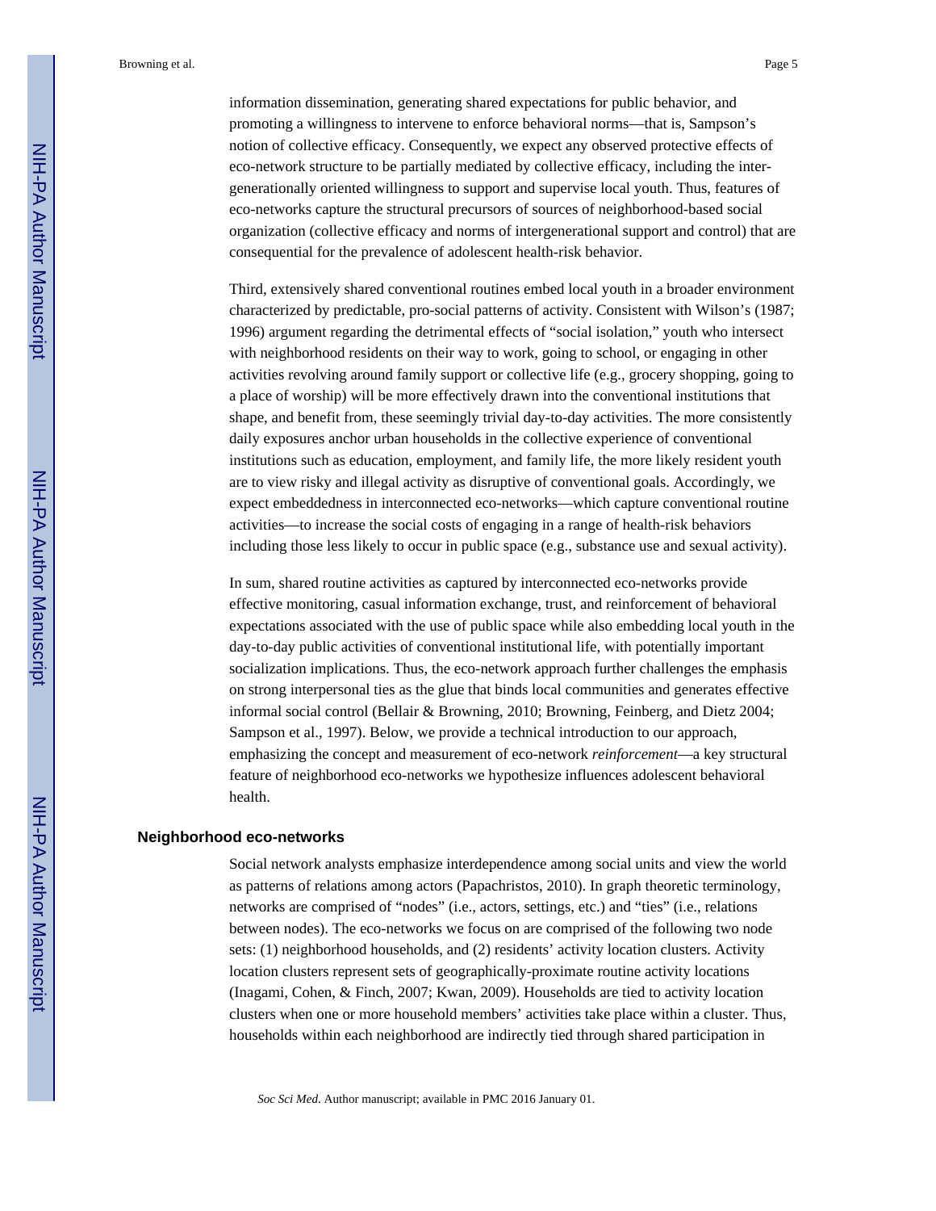information dissemination, generating shared expectations for public behavior, and promoting a willingness to intervene to enforce behavioral norms—that is, Sampson's notion of collective efficacy. Consequently, we expect any observed protective effects of eco-network structure to be partially mediated by collective efficacy, including the inter-generationally oriented willingness to support and supervise local youth. Thus, features of eco-networks capture the structural precursors of sources of neighborhood-based social organization (collective efficacy and norms of intergenerational support and control) that are consequential for the prevalence of adolescent health-risk behavior.

Third, extensively shared conventional routines embed local youth in a broader environment characterized by predictable, pro-social patterns of activity. Consistent with Wilson's (1987; 1996) argument regarding the detrimental effects of "social isolation," youth who intersect with neighborhood residents on their way to work, going to school, or engaging in other activities revolving around family support or collective life (e.g., grocery shopping, going to a place of worship) will be more effectively drawn into the conventional institutions that shape, and benefit from, these seemingly trivial day-to-day activities. The more consistently daily exposures anchor urban households in the collective experience of conventional institutions such as education, employment, and family life, the more likely resident youth are to view risky and illegal activity as disruptive of conventional goals. Accordingly, we expect embeddedness in interconnected eco-networks—which capture conventional routine activities—to increase the social costs of engaging in a range of health-risk behaviors including those less likely to occur in public space (e.g., substance use and sexual activity).

In sum, shared routine activities as captured by interconnected eco-networks provide effective monitoring, casual information exchange, trust, and reinforcement of behavioral expectations associated with the use of public space while also embedding local youth in the day-to-day public activities of conventional institutional life, with potentially important socialization implications. Thus, the eco-network approach further challenges the emphasis on strong interpersonal ties as the glue that binds local communities and generates effective informal social control (Bellair & Browning, 2010; Browning, Feinberg, and Dietz 2004; Sampson et al., 1997). Below, we provide a technical introduction to our approach, emphasizing the concept and measurement of eco-network *reinforcement*—a key structural feature of neighborhood eco-networks we hypothesize influences adolescent behavioral health.

## Neighborhood eco-networks

Social network analysts emphasize interdependence among social units and view the world as patterns of relations among actors (Papachristos, 2010). In graph theoretic terminology, networks are comprised of "nodes" (i.e., actors, settings, etc.) and "ties" (i.e., relations between nodes). The eco-networks we focus on are comprised of the following two node sets: (1) neighborhood households, and (2) residents' activity location clusters. Activity location clusters represent sets of geographically-proximate routine activity locations (Inagami, Cohen, & Finch, 2007; Kwan, 2009). Households are tied to activity location clusters when one or more household members' activities take place within a cluster. Thus, households within each neighborhood are indirectly tied through shared participation in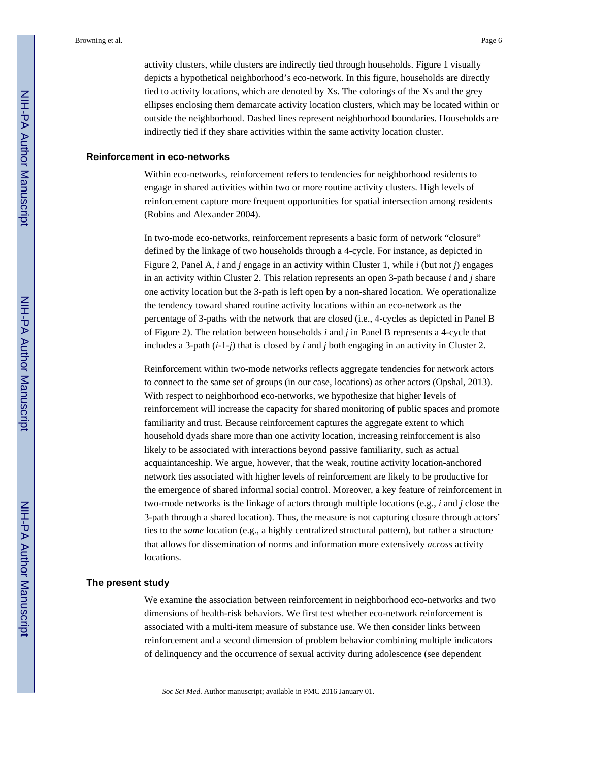activity clusters, while clusters are indirectly tied through households. Figure 1 visually depicts a hypothetical neighborhood's eco-network. In this figure, households are directly tied to activity locations, which are denoted by Xs. The colorings of the Xs and the grey ellipses enclosing them demarcate activity location clusters, which may be located within or outside the neighborhood. Dashed lines represent neighborhood boundaries. Households are indirectly tied if they share activities within the same activity location cluster.

### Reinforcement in eco-networks

Within eco-networks, reinforcement refers to tendencies for neighborhood residents to engage in shared activities within two or more routine activity clusters. High levels of reinforcement capture more frequent opportunities for spatial intersection among residents (Robins and Alexander 2004).

In two-mode eco-networks, reinforcement represents a basic form of network "closure" defined by the linkage of two households through a 4-cycle. For instance, as depicted in Figure 2, Panel A, *i* and *j* engage in an activity within Cluster 1, while *i* (but not *j*) engages in an activity within Cluster 2. This relation represents an open 3-path because *i* and *j* share one activity location but the 3-path is left open by a non-shared location. We operationalize the tendency toward shared routine activity locations within an eco-network as the percentage of 3-paths with the network that are closed (i.e., 4-cycles as depicted in Panel B of Figure 2). The relation between households *i* and *j* in Panel B represents a 4-cycle that includes a 3-path (*i*-1-*j*) that is closed by *i* and *j* both engaging in an activity in Cluster 2.

Reinforcement within two-mode networks reflects aggregate tendencies for network actors to connect to the same set of groups (in our case, locations) as other actors (Opshal, 2013). With respect to neighborhood eco-networks, we hypothesize that higher levels of reinforcement will increase the capacity for shared monitoring of public spaces and promote familiarity and trust. Because reinforcement captures the aggregate extent to which household dyads share more than one activity location, increasing reinforcement is also likely to be associated with interactions beyond passive familiarity, such as actual acquaintanceship. We argue, however, that the weak, routine activity location-anchored network ties associated with higher levels of reinforcement are likely to be productive for the emergence of shared informal social control. Moreover, a key feature of reinforcement in two-mode networks is the linkage of actors through multiple locations (e.g., *i* and *j* close the 3-path through a shared location). Thus, the measure is not capturing closure through actors' ties to the *same* location (e.g., a highly centralized structural pattern), but rather a structure that allows for dissemination of norms and information more extensively *across* activity locations.

### The present study

We examine the association between reinforcement in neighborhood eco-networks and two dimensions of health-risk behaviors. We first test whether eco-network reinforcement is associated with a multi-item measure of substance use. We then consider links between reinforcement and a second dimension of problem behavior combining multiple indicators of delinquency and the occurrence of sexual activity during adolescence (see dependent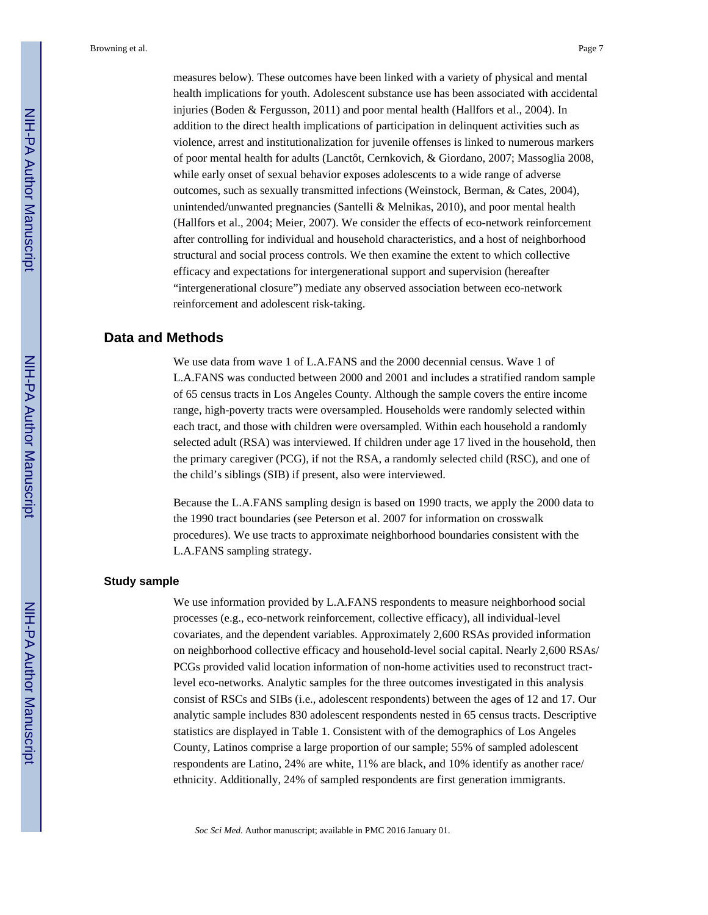measures below). These outcomes have been linked with a variety of physical and mental health implications for youth. Adolescent substance use has been associated with accidental injuries (Boden & Fergusson, 2011) and poor mental health (Hallfors et al., 2004). In addition to the direct health implications of participation in delinquent activities such as violence, arrest and institutionalization for juvenile offenses is linked to numerous markers of poor mental health for adults (Lanctôt, Cernkovich, & Giordano, 2007; Massoglia 2008, while early onset of sexual behavior exposes adolescents to a wide range of adverse outcomes, such as sexually transmitted infections (Weinstock, Berman, & Cates, 2004), unintended/unwanted pregnancies (Santelli & Melnikas, 2010), and poor mental health (Hallfors et al., 2004; Meier, 2007). We consider the effects of eco-network reinforcement after controlling for individual and household characteristics, and a host of neighborhood structural and social process controls. We then examine the extent to which collective efficacy and expectations for intergenerational support and supervision (hereafter "intergenerational closure") mediate any observed association between eco-network reinforcement and adolescent risk-taking.

## Data and Methods

We use data from wave 1 of L.A.FANS and the 2000 decennial census. Wave 1 of L.A.FANS was conducted between 2000 and 2001 and includes a stratified random sample of 65 census tracts in Los Angeles County. Although the sample covers the entire income range, high-poverty tracts were oversampled. Households were randomly selected within each tract, and those with children were oversampled. Within each household a randomly selected adult (RSA) was interviewed. If children under age 17 lived in the household, then the primary caregiver (PCG), if not the RSA, a randomly selected child (RSC), and one of the child's siblings (SIB) if present, also were interviewed.

Because the L.A.FANS sampling design is based on 1990 tracts, we apply the 2000 data to the 1990 tract boundaries (see Peterson et al. 2007 for information on crosswalk procedures). We use tracts to approximate neighborhood boundaries consistent with the L.A.FANS sampling strategy.

### Study sample

We use information provided by L.A.FANS respondents to measure neighborhood social processes (e.g., eco-network reinforcement, collective efficacy), all individual-level covariates, and the dependent variables. Approximately 2,600 RSAs provided information on neighborhood collective efficacy and household-level social capital. Nearly 2,600 RSAs/PCGs provided valid location information of non-home activities used to reconstruct tract-level eco-networks. Analytic samples for the three outcomes investigated in this analysis consist of RSCs and SIBs (i.e., adolescent respondents) between the ages of 12 and 17. Our analytic sample includes 830 adolescent respondents nested in 65 census tracts. Descriptive statistics are displayed in Table 1. Consistent with of the demographics of Los Angeles County, Latinos comprise a large proportion of our sample; 55% of sampled adolescent respondents are Latino, 24% are white, 11% are black, and 10% identify as another race/ethnicity. Additionally, 24% of sampled respondents are first generation immigrants.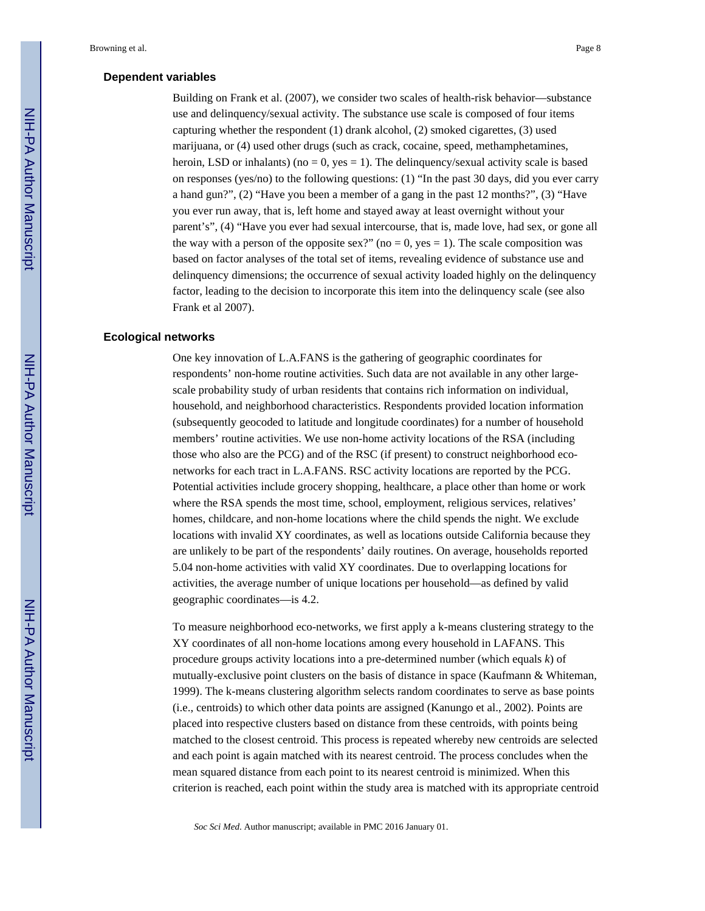### Dependent variables

Building on Frank et al. (2007), we consider two scales of health-risk behavior—substance use and delinquency/sexual activity. The substance use scale is composed of four items capturing whether the respondent (1) drank alcohol, (2) smoked cigarettes, (3) used marijuana, or (4) used other drugs (such as crack, cocaine, speed, methamphetamines, heroin, LSD or inhalants) (no = 0, yes = 1). The delinquency/sexual activity scale is based on responses (yes/no) to the following questions: (1) "In the past 30 days, did you ever carry a hand gun?", (2) "Have you been a member of a gang in the past 12 months?", (3) "Have you ever run away, that is, left home and stayed away at least overnight without your parent's", (4) "Have you ever had sexual intercourse, that is, made love, had sex, or gone all the way with a person of the opposite sex?" (no = 0, yes = 1). The scale composition was based on factor analyses of the total set of items, revealing evidence of substance use and delinquency dimensions; the occurrence of sexual activity loaded highly on the delinquency factor, leading to the decision to incorporate this item into the delinquency scale (see also Frank et al 2007).

### Ecological networks

One key innovation of L.A.FANS is the gathering of geographic coordinates for respondents' non-home routine activities. Such data are not available in any other large-scale probability study of urban residents that contains rich information on individual, household, and neighborhood characteristics. Respondents provided location information (subsequently geocoded to latitude and longitude coordinates) for a number of household members' routine activities. We use non-home activity locations of the RSA (including those who also are the PCG) and of the RSC (if present) to construct neighborhood eco-networks for each tract in L.A.FANS. RSC activity locations are reported by the PCG. Potential activities include grocery shopping, healthcare, a place other than home or work where the RSA spends the most time, school, employment, religious services, relatives' homes, childcare, and non-home locations where the child spends the night. We exclude locations with invalid XY coordinates, as well as locations outside California because they are unlikely to be part of the respondents' daily routines. On average, households reported 5.04 non-home activities with valid XY coordinates. Due to overlapping locations for activities, the average number of unique locations per household—as defined by valid geographic coordinates—is 4.2.

To measure neighborhood eco-networks, we first apply a k-means clustering strategy to the XY coordinates of all non-home locations among every household in LAFANS. This procedure groups activity locations into a pre-determined number (which equals *k*) of mutually-exclusive point clusters on the basis of distance in space (Kaufmann & Whiteman, 1999). The k-means clustering algorithm selects random coordinates to serve as base points (i.e., centroids) to which other data points are assigned (Kanungo et al., 2002). Points are placed into respective clusters based on distance from these centroids, with points being matched to the closest centroid. This process is repeated whereby new centroids are selected and each point is again matched with its nearest centroid. The process concludes when the mean squared distance from each point to its nearest centroid is minimized. When this criterion is reached, each point within the study area is matched with its appropriate centroid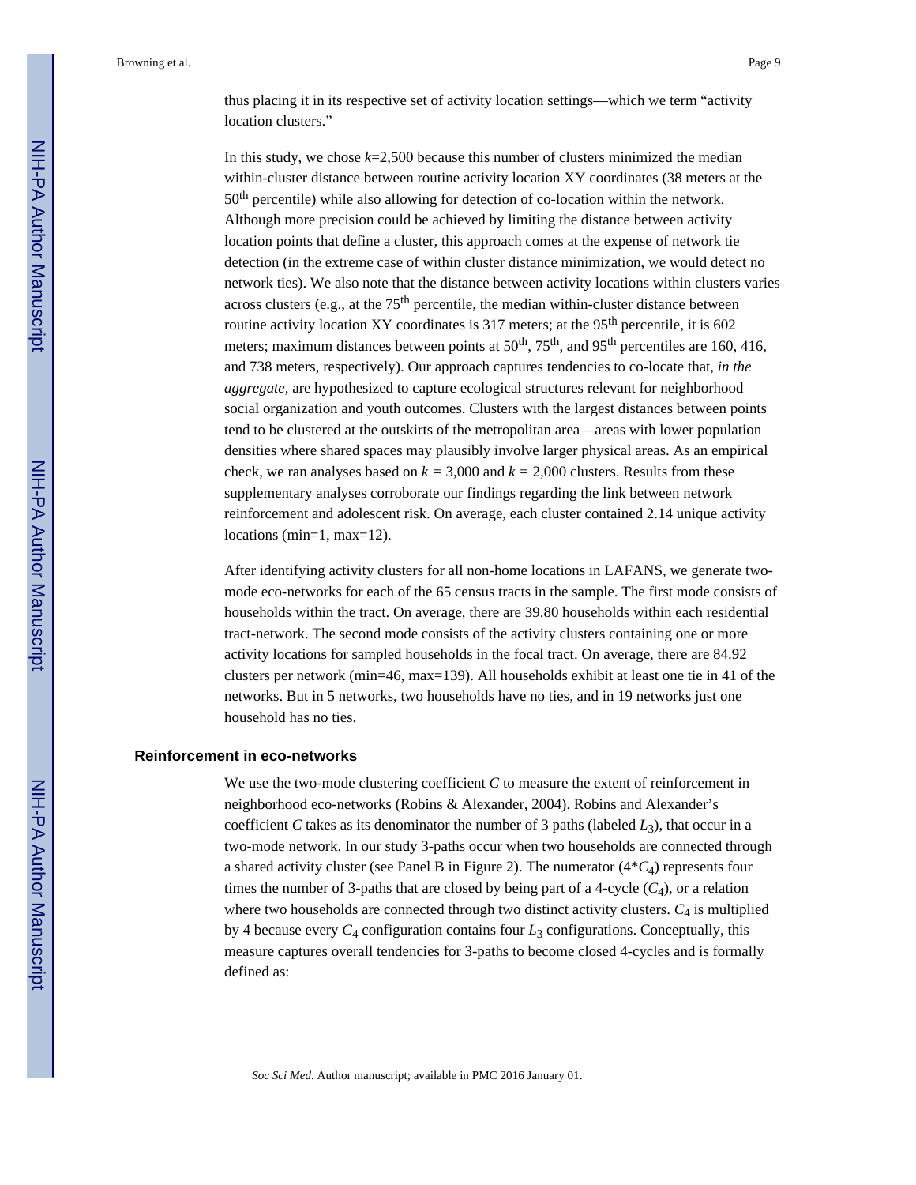thus placing it in its respective set of activity location settings—which we term "activity location clusters."

In this study, we chose $k$=2,500 because this number of clusters minimized the median within-cluster distance between routine activity location XY coordinates (38 meters at the $50^{th}$ percentile) while also allowing for detection of co-location within the network. Although more precision could be achieved by limiting the distance between activity location points that define a cluster, this approach comes at the expense of network tie detection (in the extreme case of within cluster distance minimization, we would detect no network ties). We also note that the distance between activity locations within clusters varies across clusters (e.g., at the $75^{th}$ percentile, the median within-cluster distance between routine activity location XY coordinates is 317 meters; at the $95^{th}$ percentile, it is 602 meters; maximum distances between points at $50^{th}$, $75^{th}$, and $95^{th}$ percentiles are 160, 416, and 738 meters, respectively). Our approach captures tendencies to co-locate that, *in the aggregate*, are hypothesized to capture ecological structures relevant for neighborhood social organization and youth outcomes. Clusters with the largest distances between points tend to be clustered at the outskirts of the metropolitan area—areas with lower population densities where shared spaces may plausibly involve larger physical areas. As an empirical check, we ran analyses based on $k$ = 3,000 and $k$ = 2,000 clusters. Results from these supplementary analyses corroborate our findings regarding the link between network reinforcement and adolescent risk. On average, each cluster contained 2.14 unique activity locations (min=1, max=12).

After identifying activity clusters for all non-home locations in LAFANS, we generate two-mode eco-networks for each of the 65 census tracts in the sample. The first mode consists of households within the tract. On average, there are 39.80 households within each residential tract-network. The second mode consists of the activity clusters containing one or more activity locations for sampled households in the focal tract. On average, there are 84.92 clusters per network (min=46, max=139). All households exhibit at least one tie in 41 of the networks. But in 5 networks, two households have no ties, and in 19 networks just one household has no ties.

### Reinforcement in eco-networks

We use the two-mode clustering coefficient $C$ to measure the extent of reinforcement in neighborhood eco-networks (Robins & Alexander, 2004). Robins and Alexander's coefficient $C$ takes as its denominator the number of 3 paths (labeled $L_3$), that occur in a two-mode network. In our study 3-paths occur when two households are connected through a shared activity cluster (see Panel B in Figure 2). The numerator ($4*C_4$) represents four times the number of 3-paths that are closed by being part of a 4-cycle ($C_4$), or a relation where two households are connected through two distinct activity clusters. $C_4$ is multiplied by 4 because every $C_4$ configuration contains four $L_3$ configurations. Conceptually, this measure captures overall tendencies for 3-paths to become closed 4-cycles and is formally defined as: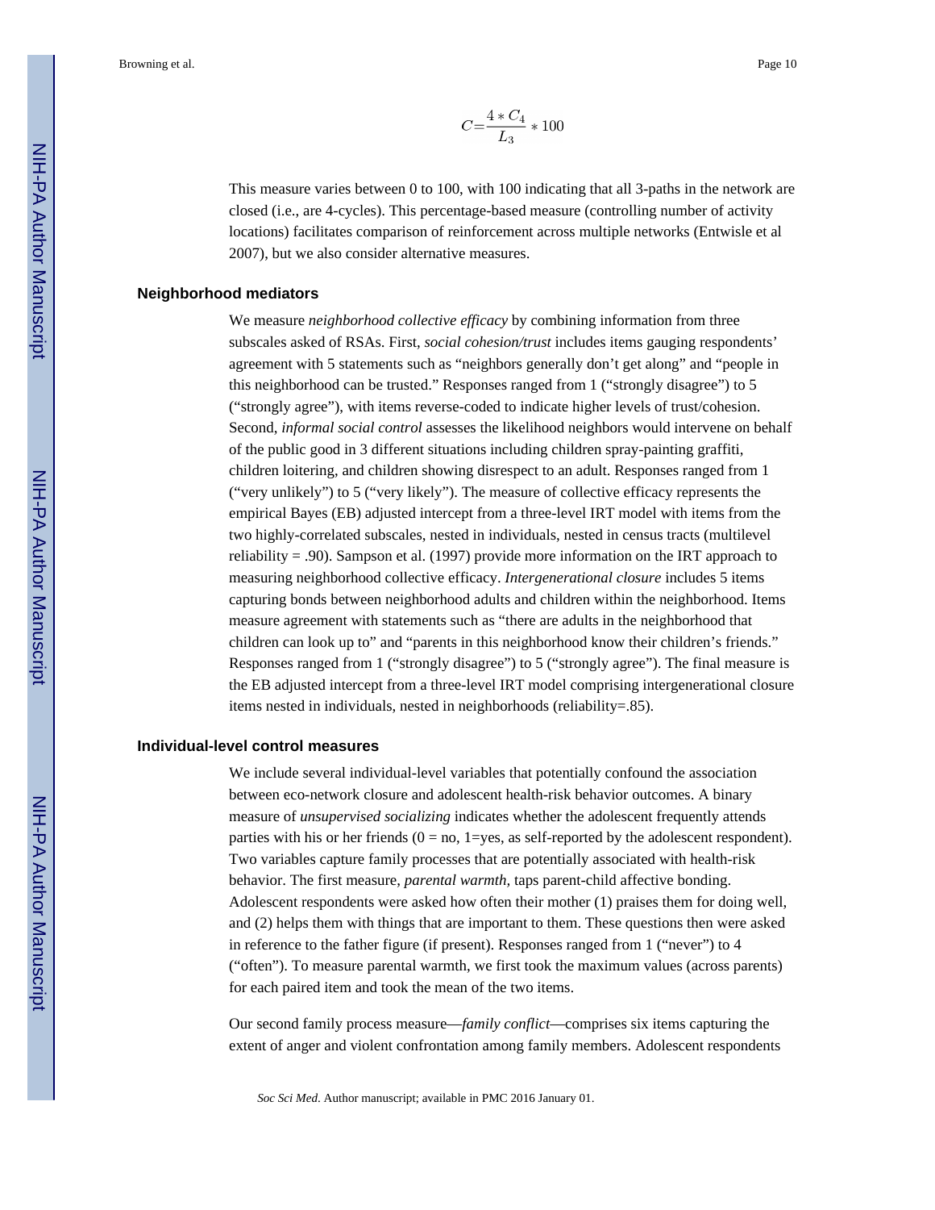$$C = \frac{4 * C_4}{L_3} * 100$$

This measure varies between 0 to 100, with 100 indicating that all 3-paths in the network are closed (i.e., are 4-cycles). This percentage-based measure (controlling number of activity locations) facilitates comparison of reinforcement across multiple networks (Entwisle et al 2007), but we also consider alternative measures.

### Neighborhood mediators

We measure *neighborhood collective efficacy* by combining information from three subscales asked of RSAs. First, *social cohesion/trust* includes items gauging respondents' agreement with 5 statements such as "neighbors generally don't get along" and "people in this neighborhood can be trusted." Responses ranged from 1 ("strongly disagree") to 5 ("strongly agree"), with items reverse-coded to indicate higher levels of trust/cohesion. Second, *informal social control* assesses the likelihood neighbors would intervene on behalf of the public good in 3 different situations including children spray-painting graffiti, children loitering, and children showing disrespect to an adult. Responses ranged from 1 ("very unlikely") to 5 ("very likely"). The measure of collective efficacy represents the empirical Bayes (EB) adjusted intercept from a three-level IRT model with items from the two highly-correlated subscales, nested in individuals, nested in census tracts (multilevel reliability = .90). Sampson et al. (1997) provide more information on the IRT approach to measuring neighborhood collective efficacy. *Intergenerational closure* includes 5 items capturing bonds between neighborhood adults and children within the neighborhood. Items measure agreement with statements such as "there are adults in the neighborhood that children can look up to" and "parents in this neighborhood know their children's friends." Responses ranged from 1 ("strongly disagree") to 5 ("strongly agree"). The final measure is the EB adjusted intercept from a three-level IRT model comprising intergenerational closure items nested in individuals, nested in neighborhoods (reliability=.85).

### Individual-level control measures

We include several individual-level variables that potentially confound the association between eco-network closure and adolescent health-risk behavior outcomes. A binary measure of *unsupervised socializing* indicates whether the adolescent frequently attends parties with his or her friends (0 = no, 1=yes, as self-reported by the adolescent respondent). Two variables capture family processes that are potentially associated with health-risk behavior. The first measure, *parental warmth*, taps parent-child affective bonding. Adolescent respondents were asked how often their mother (1) praises them for doing well, and (2) helps them with things that are important to them. These questions then were asked in reference to the father figure (if present). Responses ranged from 1 ("never") to 4 ("often"). To measure parental warmth, we first took the maximum values (across parents) for each paired item and took the mean of the two items.

Our second family process measure—*family conflict*—comprises six items capturing the extent of anger and violent confrontation among family members. Adolescent respondents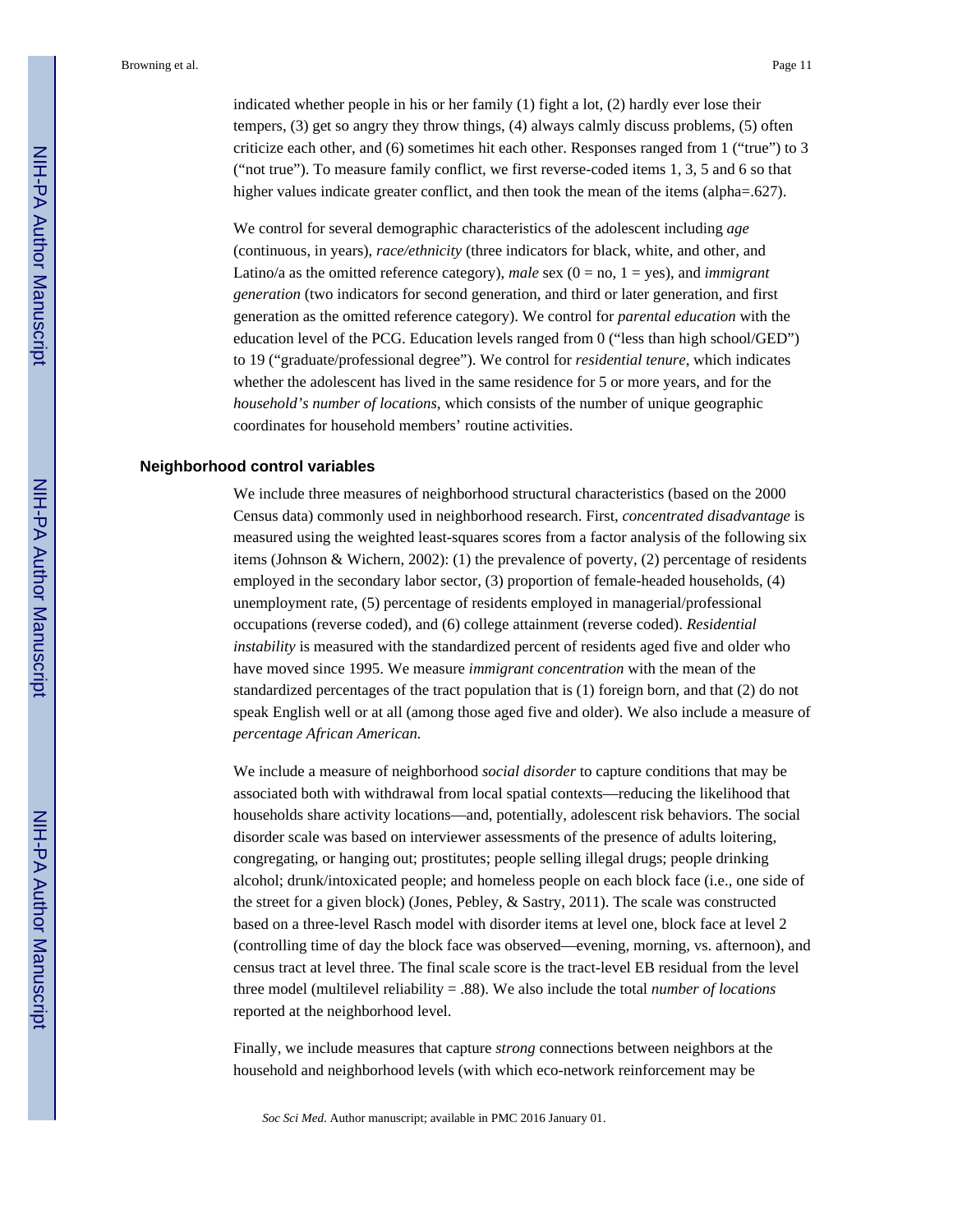indicated whether people in his or her family (1) fight a lot, (2) hardly ever lose their tempers, (3) get so angry they throw things, (4) always calmly discuss problems, (5) often criticize each other, and (6) sometimes hit each other. Responses ranged from 1 ("true") to 3 ("not true"). To measure family conflict, we first reverse-coded items 1, 3, 5 and 6 so that higher values indicate greater conflict, and then took the mean of the items (alpha=.627).

We control for several demographic characteristics of the adolescent including *age* (continuous, in years), *race/ethnicity* (three indicators for black, white, and other, and Latino/a as the omitted reference category), *male* sex (0 = no, 1 = yes), and *immigrant generation* (two indicators for second generation, and third or later generation, and first generation as the omitted reference category). We control for *parental education* with the education level of the PCG. Education levels ranged from 0 ("less than high school/GED") to 19 ("graduate/professional degree"). We control for *residential tenure*, which indicates whether the adolescent has lived in the same residence for 5 or more years, and for the *household's number of locations*, which consists of the number of unique geographic coordinates for household members' routine activities.

### Neighborhood control variables

We include three measures of neighborhood structural characteristics (based on the 2000 Census data) commonly used in neighborhood research. First, *concentrated disadvantage* is measured using the weighted least-squares scores from a factor analysis of the following six items (Johnson & Wichern, 2002): (1) the prevalence of poverty, (2) percentage of residents employed in the secondary labor sector, (3) proportion of female-headed households, (4) unemployment rate, (5) percentage of residents employed in managerial/professional occupations (reverse coded), and (6) college attainment (reverse coded). *Residential instability* is measured with the standardized percent of residents aged five and older who have moved since 1995. We measure *immigrant concentration* with the mean of the standardized percentages of the tract population that is (1) foreign born, and that (2) do not speak English well or at all (among those aged five and older). We also include a measure of *percentage African American.*

We include a measure of neighborhood *social disorder* to capture conditions that may be associated both with withdrawal from local spatial contexts—reducing the likelihood that households share activity locations—and, potentially, adolescent risk behaviors. The social disorder scale was based on interviewer assessments of the presence of adults loitering, congregating, or hanging out; prostitutes; people selling illegal drugs; people drinking alcohol; drunk/intoxicated people; and homeless people on each block face (i.e., one side of the street for a given block) (Jones, Pebley, & Sastry, 2011). The scale was constructed based on a three-level Rasch model with disorder items at level one, block face at level 2 (controlling time of day the block face was observed—evening, morning, vs. afternoon), and census tract at level three. The final scale score is the tract-level EB residual from the level three model (multilevel reliability = .88). We also include the total *number of locations* reported at the neighborhood level.

Finally, we include measures that capture *strong* connections between neighbors at the household and neighborhood levels (with which eco-network reinforcement may be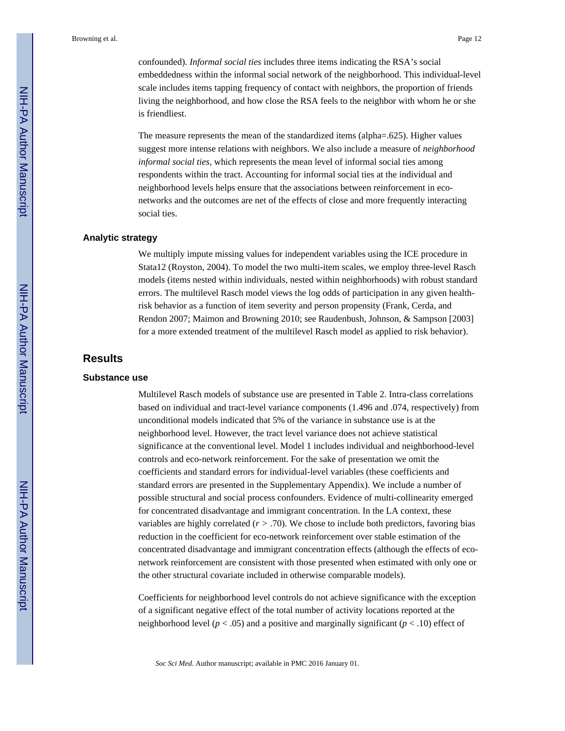confounded). *Informal social ties* includes three items indicating the RSA's social embeddedness within the informal social network of the neighborhood. This individual-level scale includes items tapping frequency of contact with neighbors, the proportion of friends living the neighborhood, and how close the RSA feels to the neighbor with whom he or she is friendliest.

The measure represents the mean of the standardized items (alpha=.625). Higher values suggest more intense relations with neighbors. We also include a measure of *neighborhood informal social ties*, which represents the mean level of informal social ties among respondents within the tract. Accounting for informal social ties at the individual and neighborhood levels helps ensure that the associations between reinforcement in eco-networks and the outcomes are net of the effects of close and more frequently interacting social ties.

### Analytic strategy

We multiply impute missing values for independent variables using the ICE procedure in Stata12 (Royston, 2004). To model the two multi-item scales, we employ three-level Rasch models (items nested within individuals, nested within neighborhoods) with robust standard errors. The multilevel Rasch model views the log odds of participation in any given health-risk behavior as a function of item severity and person propensity (Frank, Cerda, and Rendon 2007; Maimon and Browning 2010; see Raudenbush, Johnson, & Sampson [2003] for a more extended treatment of the multilevel Rasch model as applied to risk behavior).

## Results

### Substance use

Multilevel Rasch models of substance use are presented in Table 2. Intra-class correlations based on individual and tract-level variance components (1.496 and .074, respectively) from unconditional models indicated that 5% of the variance in substance use is at the neighborhood level. However, the tract level variance does not achieve statistical significance at the conventional level. Model 1 includes individual and neighborhood-level controls and eco-network reinforcement. For the sake of presentation we omit the coefficients and standard errors for individual-level variables (these coefficients and standard errors are presented in the Supplementary Appendix). We include a number of possible structural and social process confounders. Evidence of multi-collinearity emerged for concentrated disadvantage and immigrant concentration. In the LA context, these variables are highly correlated ($r > .70$). We chose to include both predictors, favoring bias reduction in the coefficient for eco-network reinforcement over stable estimation of the concentrated disadvantage and immigrant concentration effects (although the effects of eco-network reinforcement are consistent with those presented when estimated with only one or the other structural covariate included in otherwise comparable models).

Coefficients for neighborhood level controls do not achieve significance with the exception of a significant negative effect of the total number of activity locations reported at the neighborhood level ($p < .05$) and a positive and marginally significant ($p < .10$) effect of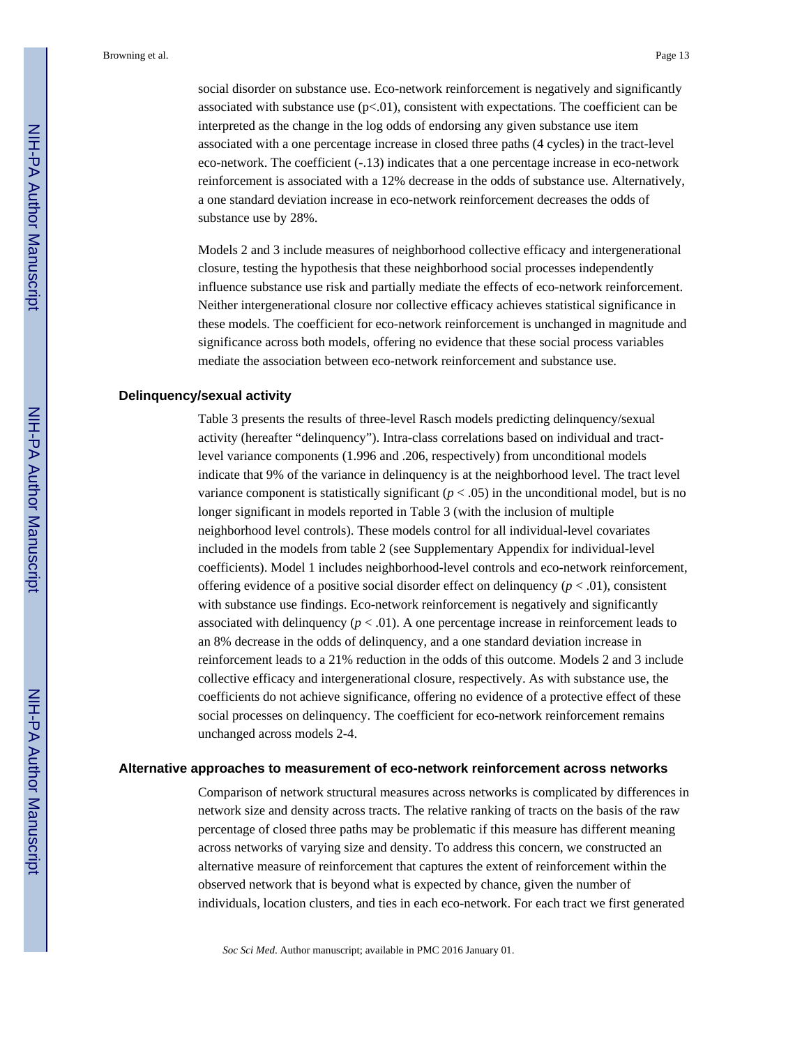social disorder on substance use. Eco-network reinforcement is negatively and significantly associated with substance use ($p<.01$), consistent with expectations. The coefficient can be interpreted as the change in the log odds of endorsing any given substance use item associated with a one percentage increase in closed three paths (4 cycles) in the tract-level eco-network. The coefficient (-.13) indicates that a one percentage increase in eco-network reinforcement is associated with a 12% decrease in the odds of substance use. Alternatively, a one standard deviation increase in eco-network reinforcement decreases the odds of substance use by 28%.

Models 2 and 3 include measures of neighborhood collective efficacy and intergenerational closure, testing the hypothesis that these neighborhood social processes independently influence substance use risk and partially mediate the effects of eco-network reinforcement. Neither intergenerational closure nor collective efficacy achieves statistical significance in these models. The coefficient for eco-network reinforcement is unchanged in magnitude and significance across both models, offering no evidence that these social process variables mediate the association between eco-network reinforcement and substance use.

### Delinquency/sexual activity

Table 3 presents the results of three-level Rasch models predicting delinquency/sexual activity (hereafter "delinquency"). Intra-class correlations based on individual and tract-level variance components (1.996 and .206, respectively) from unconditional models indicate that 9% of the variance in delinquency is at the neighborhood level. The tract level variance component is statistically significant ($p < .05$) in the unconditional model, but is no longer significant in models reported in Table 3 (with the inclusion of multiple neighborhood level controls). These models control for all individual-level covariates included in the models from table 2 (see Supplementary Appendix for individual-level coefficients). Model 1 includes neighborhood-level controls and eco-network reinforcement, offering evidence of a positive social disorder effect on delinquency ($p < .01$), consistent with substance use findings. Eco-network reinforcement is negatively and significantly associated with delinquency ($p < .01$). A one percentage increase in reinforcement leads to an 8% decrease in the odds of delinquency, and a one standard deviation increase in reinforcement leads to a 21% reduction in the odds of this outcome. Models 2 and 3 include collective efficacy and intergenerational closure, respectively. As with substance use, the coefficients do not achieve significance, offering no evidence of a protective effect of these social processes on delinquency. The coefficient for eco-network reinforcement remains unchanged across models 2-4.

### Alternative approaches to measurement of eco-network reinforcement across networks

Comparison of network structural measures across networks is complicated by differences in network size and density across tracts. The relative ranking of tracts on the basis of the raw percentage of closed three paths may be problematic if this measure has different meaning across networks of varying size and density. To address this concern, we constructed an alternative measure of reinforcement that captures the extent of reinforcement within the observed network that is beyond what is expected by chance, given the number of individuals, location clusters, and ties in each eco-network. For each tract we first generated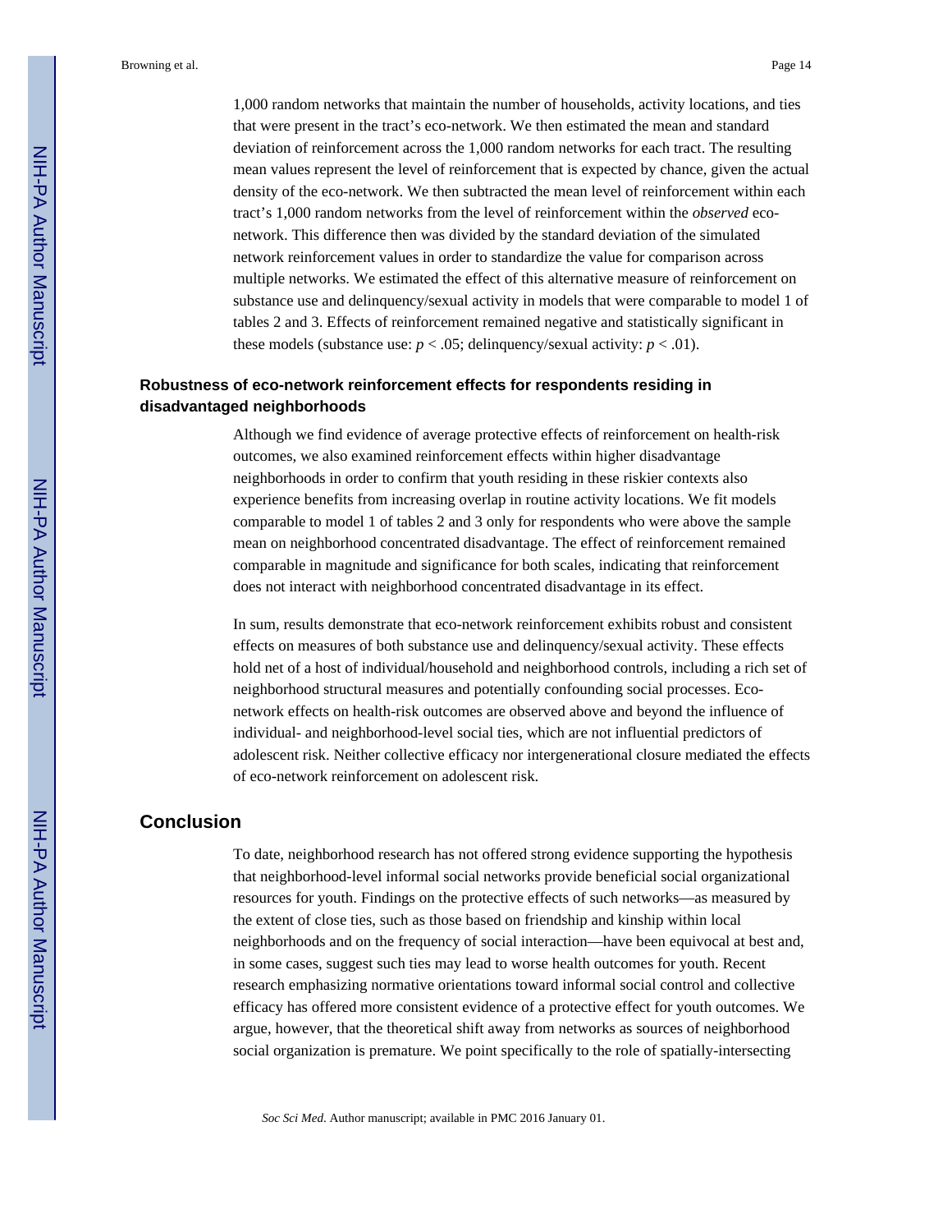1,000 random networks that maintain the number of households, activity locations, and ties that were present in the tract's eco-network. We then estimated the mean and standard deviation of reinforcement across the 1,000 random networks for each tract. The resulting mean values represent the level of reinforcement that is expected by chance, given the actual density of the eco-network. We then subtracted the mean level of reinforcement within each tract's 1,000 random networks from the level of reinforcement within the *observed* eco-network. This difference then was divided by the standard deviation of the simulated network reinforcement values in order to standardize the value for comparison across multiple networks. We estimated the effect of this alternative measure of reinforcement on substance use and delinquency/sexual activity in models that were comparable to model 1 of tables 2 and 3. Effects of reinforcement remained negative and statistically significant in these models (substance use: $p < .05$; delinquency/sexual activity: $p < .01$).

### Robustness of eco-network reinforcement effects for respondents residing in disadvantaged neighborhoods

Although we find evidence of average protective effects of reinforcement on health-risk outcomes, we also examined reinforcement effects within higher disadvantage neighborhoods in order to confirm that youth residing in these riskier contexts also experience benefits from increasing overlap in routine activity locations. We fit models comparable to model 1 of tables 2 and 3 only for respondents who were above the sample mean on neighborhood concentrated disadvantage. The effect of reinforcement remained comparable in magnitude and significance for both scales, indicating that reinforcement does not interact with neighborhood concentrated disadvantage in its effect.

In sum, results demonstrate that eco-network reinforcement exhibits robust and consistent effects on measures of both substance use and delinquency/sexual activity. These effects hold net of a host of individual/household and neighborhood controls, including a rich set of neighborhood structural measures and potentially confounding social processes. Eco-network effects on health-risk outcomes are observed above and beyond the influence of individual- and neighborhood-level social ties, which are not influential predictors of adolescent risk. Neither collective efficacy nor intergenerational closure mediated the effects of eco-network reinforcement on adolescent risk.

## Conclusion

To date, neighborhood research has not offered strong evidence supporting the hypothesis that neighborhood-level informal social networks provide beneficial social organizational resources for youth. Findings on the protective effects of such networks—as measured by the extent of close ties, such as those based on friendship and kinship within local neighborhoods and on the frequency of social interaction—have been equivocal at best and, in some cases, suggest such ties may lead to worse health outcomes for youth. Recent research emphasizing normative orientations toward informal social control and collective efficacy has offered more consistent evidence of a protective effect for youth outcomes. We argue, however, that the theoretical shift away from networks as sources of neighborhood social organization is premature. We point specifically to the role of spatially-intersecting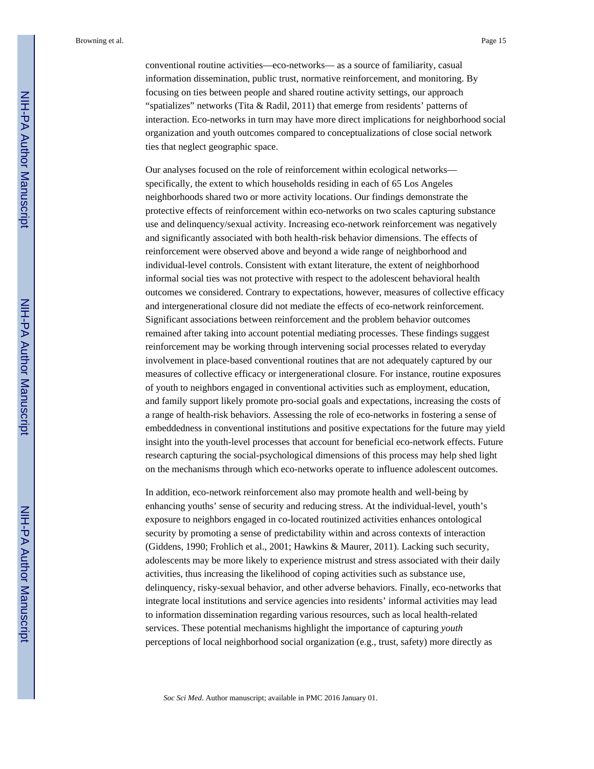conventional routine activities—eco-networks— as a source of familiarity, casual information dissemination, public trust, normative reinforcement, and monitoring. By focusing on ties between people and shared routine activity settings, our approach "spatializes" networks (Tita & Radil, 2011) that emerge from residents' patterns of interaction. Eco-networks in turn may have more direct implications for neighborhood social organization and youth outcomes compared to conceptualizations of close social network ties that neglect geographic space.

Our analyses focused on the role of reinforcement within ecological networks—specifically, the extent to which households residing in each of 65 Los Angeles neighborhoods shared two or more activity locations. Our findings demonstrate the protective effects of reinforcement within eco-networks on two scales capturing substance use and delinquency/sexual activity. Increasing eco-network reinforcement was negatively and significantly associated with both health-risk behavior dimensions. The effects of reinforcement were observed above and beyond a wide range of neighborhood and individual-level controls. Consistent with extant literature, the extent of neighborhood informal social ties was not protective with respect to the adolescent behavioral health outcomes we considered. Contrary to expectations, however, measures of collective efficacy and intergenerational closure did not mediate the effects of eco-network reinforcement. Significant associations between reinforcement and the problem behavior outcomes remained after taking into account potential mediating processes. These findings suggest reinforcement may be working through intervening social processes related to everyday involvement in place-based conventional routines that are not adequately captured by our measures of collective efficacy or intergenerational closure. For instance, routine exposures of youth to neighbors engaged in conventional activities such as employment, education, and family support likely promote pro-social goals and expectations, increasing the costs of a range of health-risk behaviors. Assessing the role of eco-networks in fostering a sense of embeddedness in conventional institutions and positive expectations for the future may yield insight into the youth-level processes that account for beneficial eco-network effects. Future research capturing the social-psychological dimensions of this process may help shed light on the mechanisms through which eco-networks operate to influence adolescent outcomes.

In addition, eco-network reinforcement also may promote health and well-being by enhancing youths' sense of security and reducing stress. At the individual-level, youth's exposure to neighbors engaged in co-located routinized activities enhances ontological security by promoting a sense of predictability within and across contexts of interaction (Giddens, 1990; Frohlich et al., 2001; Hawkins & Maurer, 2011). Lacking such security, adolescents may be more likely to experience mistrust and stress associated with their daily activities, thus increasing the likelihood of coping activities such as substance use, delinquency, risky-sexual behavior, and other adverse behaviors. Finally, eco-networks that integrate local institutions and service agencies into residents' informal activities may lead to information dissemination regarding various resources, such as local health-related services. These potential mechanisms highlight the importance of capturing *youth* perceptions of local neighborhood social organization (e.g., trust, safety) more directly as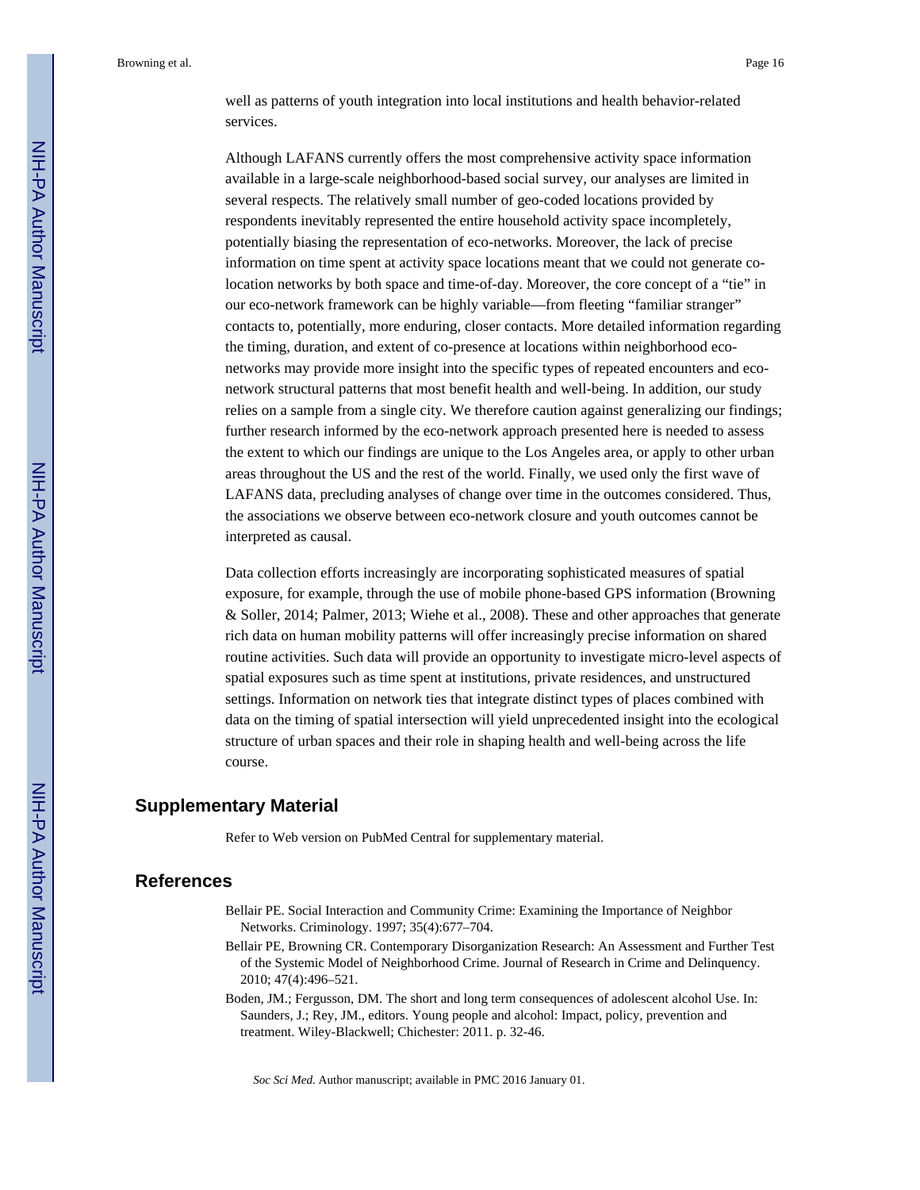well as patterns of youth integration into local institutions and health behavior-related services.

Although LAFANS currently offers the most comprehensive activity space information available in a large-scale neighborhood-based social survey, our analyses are limited in several respects. The relatively small number of geo-coded locations provided by respondents inevitably represented the entire household activity space incompletely, potentially biasing the representation of eco-networks. Moreover, the lack of precise information on time spent at activity space locations meant that we could not generate co-location networks by both space and time-of-day. Moreover, the core concept of a "tie" in our eco-network framework can be highly variable—from fleeting "familiar stranger" contacts to, potentially, more enduring, closer contacts. More detailed information regarding the timing, duration, and extent of co-presence at locations within neighborhood eco-networks may provide more insight into the specific types of repeated encounters and eco-network structural patterns that most benefit health and well-being. In addition, our study relies on a sample from a single city. We therefore caution against generalizing our findings; further research informed by the eco-network approach presented here is needed to assess the extent to which our findings are unique to the Los Angeles area, or apply to other urban areas throughout the US and the rest of the world. Finally, we used only the first wave of LAFANS data, precluding analyses of change over time in the outcomes considered. Thus, the associations we observe between eco-network closure and youth outcomes cannot be interpreted as causal.

Data collection efforts increasingly are incorporating sophisticated measures of spatial exposure, for example, through the use of mobile phone-based GPS information (Browning & Soller, 2014; Palmer, 2013; Wiehe et al., 2008). These and other approaches that generate rich data on human mobility patterns will offer increasingly precise information on shared routine activities. Such data will provide an opportunity to investigate micro-level aspects of spatial exposures such as time spent at institutions, private residences, and unstructured settings. Information on network ties that integrate distinct types of places combined with data on the timing of spatial intersection will yield unprecedented insight into the ecological structure of urban spaces and their role in shaping health and well-being across the life course.

## Supplementary Material

Refer to Web version on PubMed Central for supplementary material.

## References

Bellair PE. Social Interaction and Community Crime: Examining the Importance of Neighbor Networks. Criminology. 1997; 35(4):677–704.

Bellair PE, Browning CR. Contemporary Disorganization Research: An Assessment and Further Test of the Systemic Model of Neighborhood Crime. Journal of Research in Crime and Delinquency. 2010; 47(4):496–521.

Boden, JM.; Fergusson, DM. The short and long term consequences of adolescent alcohol Use. In: Saunders, J.; Rey, JM., editors. Young people and alcohol: Impact, policy, prevention and treatment. Wiley-Blackwell; Chichester: 2011. p. 32-46.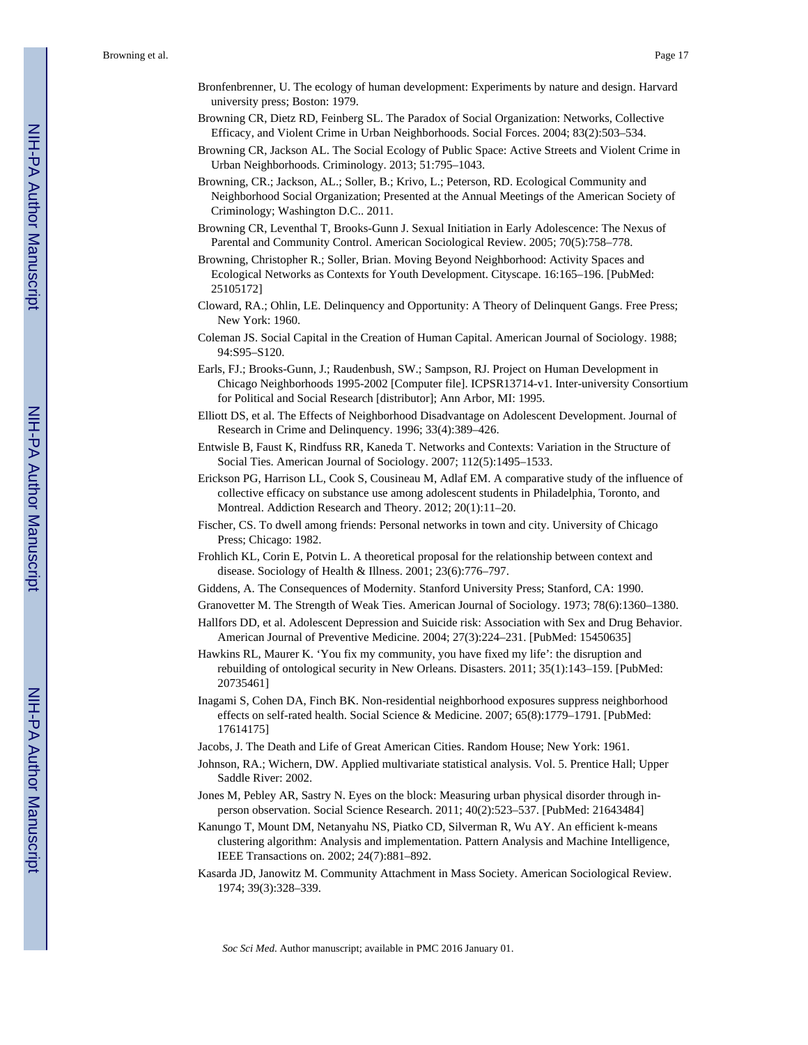Bronfenbrenner, U. The ecology of human development: Experiments by nature and design. Harvard university press; Boston: 1979.

Browning CR, Dietz RD, Feinberg SL. The Paradox of Social Organization: Networks, Collective Efficacy, and Violent Crime in Urban Neighborhoods. Social Forces. 2004; 83(2):503–534.

Browning CR, Jackson AL. The Social Ecology of Public Space: Active Streets and Violent Crime in Urban Neighborhoods. Criminology. 2013; 51:795–1043.

Browning, CR.; Jackson, AL.; Soller, B.; Krivo, L.; Peterson, RD. Ecological Community and Neighborhood Social Organization; Presented at the Annual Meetings of the American Society of Criminology; Washington D.C.. 2011.

Browning CR, Leventhal T, Brooks-Gunn J. Sexual Initiation in Early Adolescence: The Nexus of Parental and Community Control. American Sociological Review. 2005; 70(5):758–778.

Browning, Christopher R.; Soller, Brian. Moving Beyond Neighborhood: Activity Spaces and Ecological Networks as Contexts for Youth Development. Cityscape. 16:165–196. [PubMed: 25105172]

Cloward, RA.; Ohlin, LE. Delinquency and Opportunity: A Theory of Delinquent Gangs. Free Press; New York: 1960.

Coleman JS. Social Capital in the Creation of Human Capital. American Journal of Sociology. 1988; 94:S95–S120.

Earls, FJ.; Brooks-Gunn, J.; Raudenbush, SW.; Sampson, RJ. Project on Human Development in Chicago Neighborhoods 1995-2002 [Computer file]. ICPSR13714-v1. Inter-university Consortium for Political and Social Research [distributor]; Ann Arbor, MI: 1995.

Elliott DS, et al. The Effects of Neighborhood Disadvantage on Adolescent Development. Journal of Research in Crime and Delinquency. 1996; 33(4):389–426.

Entwisle B, Faust K, Rindfuss RR, Kaneda T. Networks and Contexts: Variation in the Structure of Social Ties. American Journal of Sociology. 2007; 112(5):1495–1533.

Erickson PG, Harrison LL, Cook S, Cousineau M, Adlaf EM. A comparative study of the influence of collective efficacy on substance use among adolescent students in Philadelphia, Toronto, and Montreal. Addiction Research and Theory. 2012; 20(1):11–20.

Fischer, CS. To dwell among friends: Personal networks in town and city. University of Chicago Press; Chicago: 1982.

Frohlich KL, Corin E, Potvin L. A theoretical proposal for the relationship between context and disease. Sociology of Health & Illness. 2001; 23(6):776–797.

Giddens, A. The Consequences of Modernity. Stanford University Press; Stanford, CA: 1990.

Granovetter M. The Strength of Weak Ties. American Journal of Sociology. 1973; 78(6):1360–1380.

Hallfors DD, et al. Adolescent Depression and Suicide risk: Association with Sex and Drug Behavior. American Journal of Preventive Medicine. 2004; 27(3):224–231. [PubMed: 15450635]

Hawkins RL, Maurer K. 'You fix my community, you have fixed my life': the disruption and rebuilding of ontological security in New Orleans. Disasters. 2011; 35(1):143–159. [PubMed: 20735461]

Inagami S, Cohen DA, Finch BK. Non-residential neighborhood exposures suppress neighborhood effects on self-rated health. Social Science & Medicine. 2007; 65(8):1779–1791. [PubMed: 17614175]

Jacobs, J. The Death and Life of Great American Cities. Random House; New York: 1961.

Johnson, RA.; Wichern, DW. Applied multivariate statistical analysis. Vol. 5. Prentice Hall; Upper Saddle River: 2002.

Jones M, Pebley AR, Sastry N. Eyes on the block: Measuring urban physical disorder through in-person observation. Social Science Research. 2011; 40(2):523–537. [PubMed: 21643484]

Kanungo T, Mount DM, Netanyahu NS, Piatko CD, Silverman R, Wu AY. An efficient k-means clustering algorithm: Analysis and implementation. Pattern Analysis and Machine Intelligence, IEEE Transactions on. 2002; 24(7):881–892.

Kasarda JD, Janowitz M. Community Attachment in Mass Society. American Sociological Review. 1974; 39(3):328–339.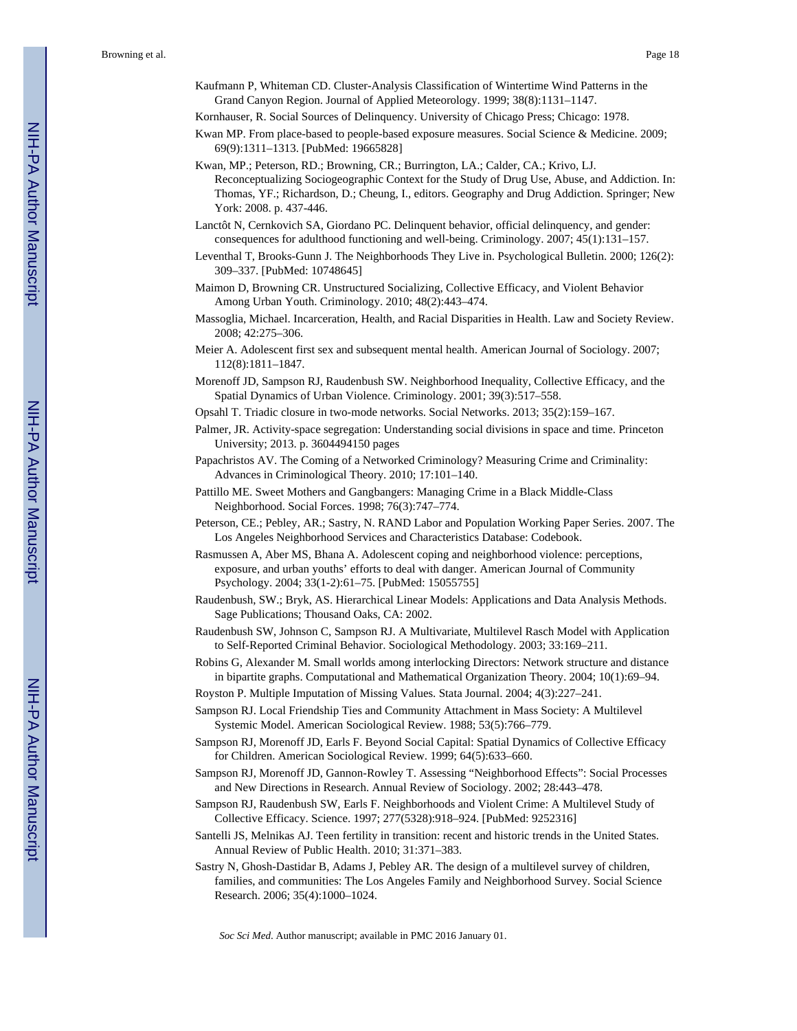Kaufmann P, Whiteman CD. Cluster-Analysis Classification of Wintertime Wind Patterns in the Grand Canyon Region. Journal of Applied Meteorology. 1999; 38(8):1131–1147.

Kornhauser, R. Social Sources of Delinquency. University of Chicago Press; Chicago: 1978.

Kwan MP. From place-based to people-based exposure measures. Social Science & Medicine. 2009; 69(9):1311–1313. [PubMed: 19665828]

Kwan, MP.; Peterson, RD.; Browning, CR.; Burrington, LA.; Calder, CA.; Krivo, LJ. Reconceptualizing Sociogeographic Context for the Study of Drug Use, Abuse, and Addiction. In: Thomas, YF.; Richardson, D.; Cheung, I., editors. Geography and Drug Addiction. Springer; New York: 2008. p. 437-446.

Lanctôt N, Cernkovich SA, Giordano PC. Delinquent behavior, official delinquency, and gender: consequences for adulthood functioning and well-being. Criminology. 2007; 45(1):131–157.

Leventhal T, Brooks-Gunn J. The Neighborhoods They Live in. Psychological Bulletin. 2000; 126(2): 309–337. [PubMed: 10748645]

Maimon D, Browning CR. Unstructured Socializing, Collective Efficacy, and Violent Behavior Among Urban Youth. Criminology. 2010; 48(2):443–474.

Massoglia, Michael. Incarceration, Health, and Racial Disparities in Health. Law and Society Review. 2008; 42:275–306.

Meier A. Adolescent first sex and subsequent mental health. American Journal of Sociology. 2007; 112(8):1811–1847.

Morenoff JD, Sampson RJ, Raudenbush SW. Neighborhood Inequality, Collective Efficacy, and the Spatial Dynamics of Urban Violence. Criminology. 2001; 39(3):517–558.

Opsahl T. Triadic closure in two-mode networks. Social Networks. 2013; 35(2):159–167.

Palmer, JR. Activity-space segregation: Understanding social divisions in space and time. Princeton University; 2013. p. 3604494150 pages

Papachristos AV. The Coming of a Networked Criminology? Measuring Crime and Criminality: Advances in Criminological Theory. 2010; 17:101–140.

Pattillo ME. Sweet Mothers and Gangbangers: Managing Crime in a Black Middle-Class Neighborhood. Social Forces. 1998; 76(3):747–774.

Peterson, CE.; Pebley, AR.; Sastry, N. RAND Labor and Population Working Paper Series. 2007. The Los Angeles Neighborhood Services and Characteristics Database: Codebook.

Rasmussen A, Aber MS, Bhana A. Adolescent coping and neighborhood violence: perceptions, exposure, and urban youths' efforts to deal with danger. American Journal of Community Psychology. 2004; 33(1-2):61–75. [PubMed: 15055755]

Raudenbush, SW.; Bryk, AS. Hierarchical Linear Models: Applications and Data Analysis Methods. Sage Publications; Thousand Oaks, CA: 2002.

Raudenbush SW, Johnson C, Sampson RJ. A Multivariate, Multilevel Rasch Model with Application to Self-Reported Criminal Behavior. Sociological Methodology. 2003; 33:169–211.

Robins G, Alexander M. Small worlds among interlocking Directors: Network structure and distance in bipartite graphs. Computational and Mathematical Organization Theory. 2004; 10(1):69–94.

Royston P. Multiple Imputation of Missing Values. Stata Journal. 2004; 4(3):227–241.

Sampson RJ. Local Friendship Ties and Community Attachment in Mass Society: A Multilevel Systemic Model. American Sociological Review. 1988; 53(5):766–779.

Sampson RJ, Morenoff JD, Earls F. Beyond Social Capital: Spatial Dynamics of Collective Efficacy for Children. American Sociological Review. 1999; 64(5):633–660.

Sampson RJ, Morenoff JD, Gannon-Rowley T. Assessing "Neighborhood Effects": Social Processes and New Directions in Research. Annual Review of Sociology. 2002; 28:443–478.

Sampson RJ, Raudenbush SW, Earls F. Neighborhoods and Violent Crime: A Multilevel Study of Collective Efficacy. Science. 1997; 277(5328):918–924. [PubMed: 9252316]

Santelli JS, Melnikas AJ. Teen fertility in transition: recent and historic trends in the United States. Annual Review of Public Health. 2010; 31:371–383.

Sastry N, Ghosh-Dastidar B, Adams J, Pebley AR. The design of a multilevel survey of children, families, and communities: The Los Angeles Family and Neighborhood Survey. Social Science Research. 2006; 35(4):1000–1024.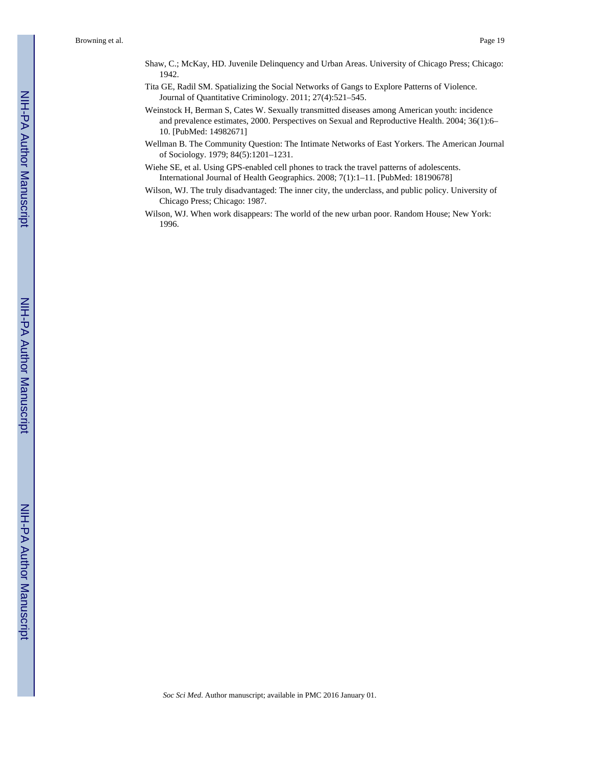Shaw, C.; McKay, HD. Juvenile Delinquency and Urban Areas. University of Chicago Press; Chicago: 1942.

Tita GE, Radil SM. Spatializing the Social Networks of Gangs to Explore Patterns of Violence. Journal of Quantitative Criminology. 2011; 27(4):521–545.

Weinstock H, Berman S, Cates W. Sexually transmitted diseases among American youth: incidence and prevalence estimates, 2000. Perspectives on Sexual and Reproductive Health. 2004; 36(1):6–10. [PubMed: 14982671]

Wellman B. The Community Question: The Intimate Networks of East Yorkers. The American Journal of Sociology. 1979; 84(5):1201–1231.

Wiehe SE, et al. Using GPS-enabled cell phones to track the travel patterns of adolescents. International Journal of Health Geographics. 2008; 7(1):1–11. [PubMed: 18190678]

Wilson, WJ. The truly disadvantaged: The inner city, the underclass, and public policy. University of Chicago Press; Chicago: 1987.

Wilson, WJ. When work disappears: The world of the new urban poor. Random House; New York: 1996.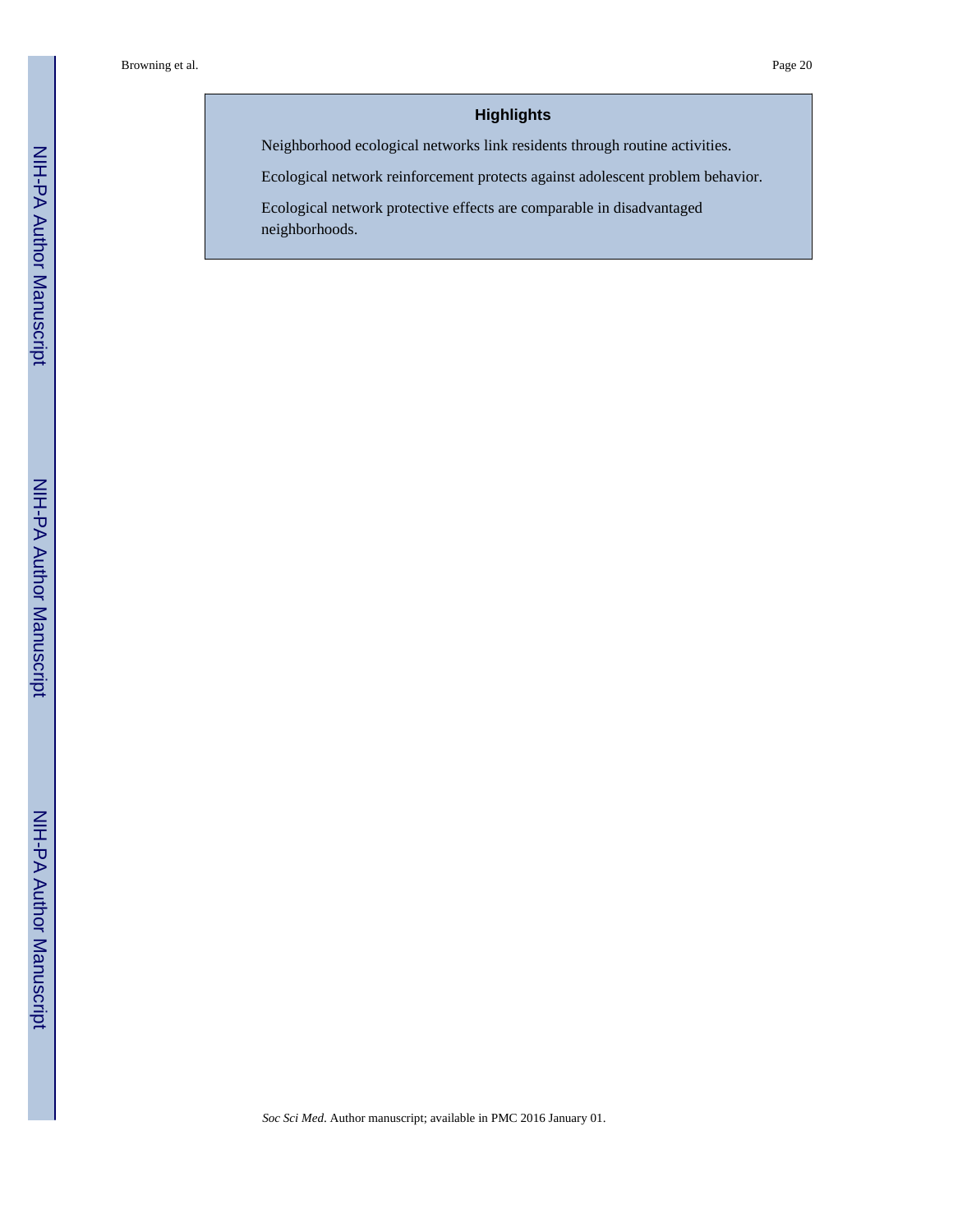## Highlights

Neighborhood ecological networks link residents through routine activities.

Ecological network reinforcement protects against adolescent problem behavior.

Ecological network protective effects are comparable in disadvantaged neighborhoods.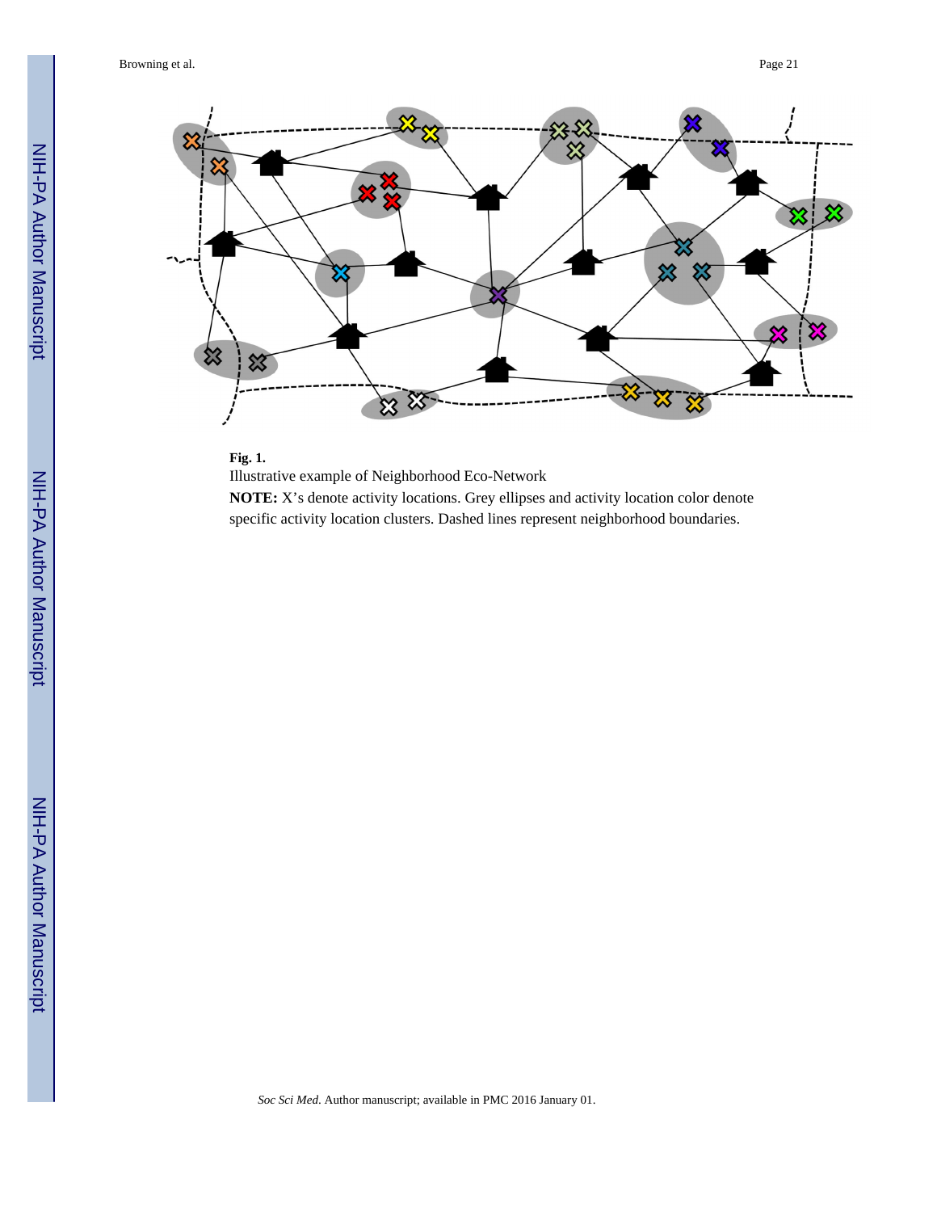**Fig. 1.**

Illustrative example of Neighborhood Eco-Network

**NOTE:** X's denote activity locations. Grey ellipses and activity location color denote specific activity location clusters. Dashed lines represent neighborhood boundaries.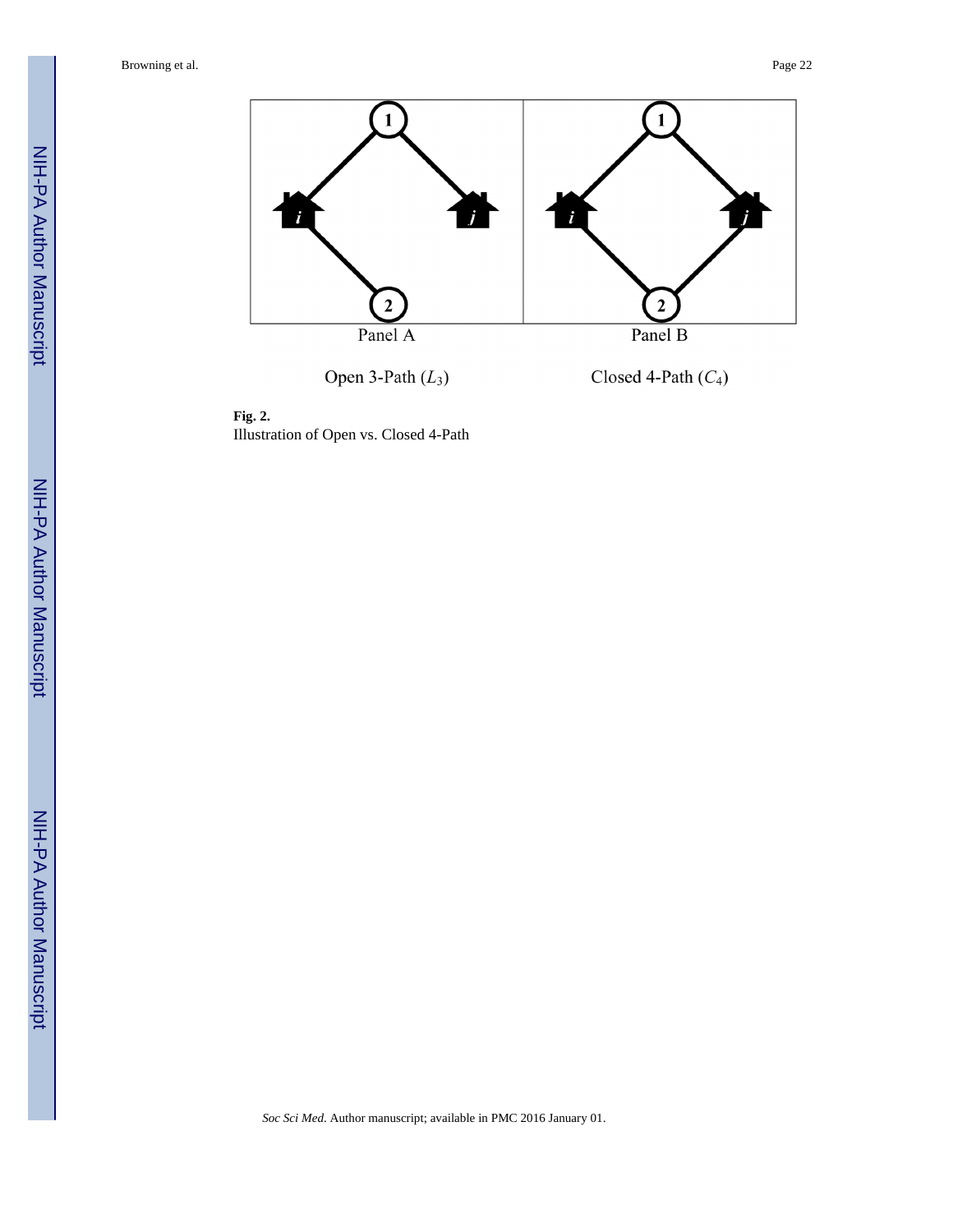Panel A

Open 3-Path ($L_3$)

Panel B

Closed 4-Path ($C_4$)

**Fig. 2.**
Illustration of Open vs. Closed 4-Path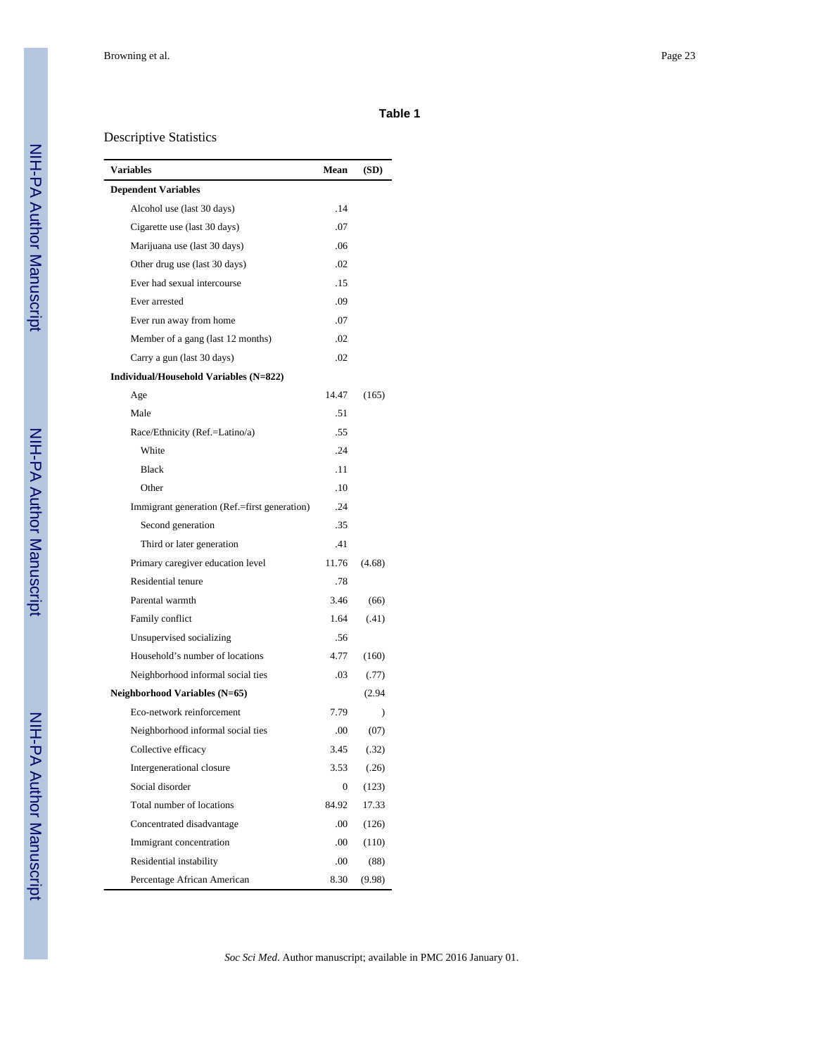**Table 1**

Descriptive Statistics

| Variables | Mean | (SD) |
|---|---|---|
| **Dependent Variables** | | |
| Alcohol use (last 30 days) | .14 | |
| Cigarette use (last 30 days) | .07 | |
| Marijuana use (last 30 days) | .06 | |
| Other drug use (last 30 days) | .02 | |
| Ever had sexual intercourse | .15 | |
| Ever arrested | .09 | |
| Ever run away from home | .07 | |
| Member of a gang (last 12 months) | .02 | |
| Carry a gun (last 30 days) | .02 | |
| **Individual/Household Variables (N=822)** | | |
| Age | 14.47 | (165) |
| Male | .51 | |
| Race/Ethnicity (Ref.=Latino/a) | .55 | |
| White | .24 | |
| Black | .11 | |
| Other | .10 | |
| Immigrant generation (Ref.=first generation) | .24 | |
| Second generation | .35 | |
| Third or later generation | .41 | |
| Primary caregiver education level | 11.76 | (4.68) |
| Residential tenure | .78 | |
| Parental warmth | 3.46 | (66) |
| Family conflict | 1.64 | (.41) |
| Unsupervised socializing | .56 | |
| Household's number of locations | 4.77 | (160) |
| Neighborhood informal social ties | .03 | (.77) |
| **Neighborhood Variables (N=65)** | | (2.94 |
| Eco-network reinforcement | 7.79 | ) |
| Neighborhood informal social ties | .00 | (07) |
| Collective efficacy | 3.45 | (.32) |
| Intergenerational closure | 3.53 | (.26) |
| Social disorder | 0 | (123) |
| Total number of locations | 84.92 | 17.33 |
| Concentrated disadvantage | .00 | (126) |
| Immigrant concentration | .00 | (110) |
| Residential instability | .00 | (88) |
| Percentage African American | 8.30 | (9.98) |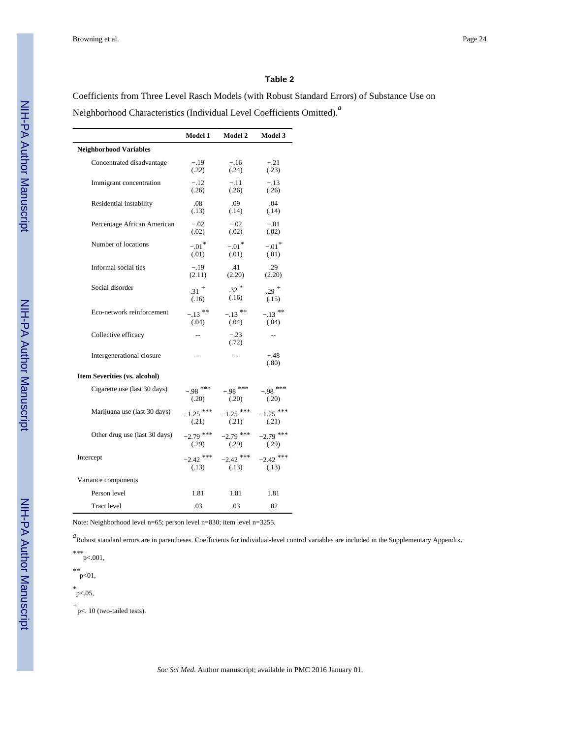## Table 2

Coefficients from Three Level Rasch Models (with Robust Standard Errors) of Substance Use on Neighborhood Characteristics (Individual Level Coefficients Omitted).[a]

| | Model 1 | Model 2 | Model 3 |
|---|---|---|---|
| **Neighborhood Variables** | | | |
| Concentrated disadvantage | −.19<br>(.22) | −.16<br>(.24) | −.21<br>(.23) |
| Immigrant concentration | −.12<br>(.26) | −.11<br>(.26) | −.13<br>(.26) |
| Residential instability | .08<br>(.13) | .09<br>(.14) | .04<br>(.14) |
| Percentage African American | −.02<br>(.02) | −.02<br>(.02) | −.01<br>(.02) |
| Number of locations | −.01 *<br>(.01) | −.01 *<br>(.01) | −.01 *<br>(.01) |
| Informal social ties | −.19<br>(2.11) | .41<br>(2.20) | .29<br>(2.20) |
| Social disorder | .31 +<br>(.16) | .32 *<br>(.16) | .29 +<br>(.15) |
| Eco-network reinforcement | −.13 **<br>(.04) | −.13 **<br>(.04) | −.13 **<br>(.04) |
| Collective efficacy | -- | −.23<br>(.72) | -- |
| Intergenerational closure | -- | -- | −.48<br>(.80) |
| **Item Severities (vs. alcohol)** | | | |
| Cigarette use (last 30 days) | −.98 ***<br>(.20) | −.98 ***<br>(.20) | −.98 ***<br>(.20) |
| Marijuana use (last 30 days) | −1.25 ***<br>(.21) | −1.25 ***<br>(.21) | −1.25 ***<br>(.21) |
| Other drug use (last 30 days) | −2.79 ***<br>(.29) | −2.79 ***<br>(.29) | −2.79 ***<br>(.29) |
| Intercept | −2.42 ***<br>(.13) | −2.42 ***<br>(.13) | −2.42 ***<br>(.13) |
| Variance components | | | |
| Person level | 1.81 | 1.81 | 1.81 |
| Tract level | .03 | .03 | .02 |

Note: Neighborhood level n=65; person level n=830; item level n=3255.

[a] Robust standard errors are in parentheses. Coefficients for individual-level control variables are included in the Supplementary Appendix.

*** p<.001,

** p<01,

* p<.05,

+ p<. 10 (two-tailed tests).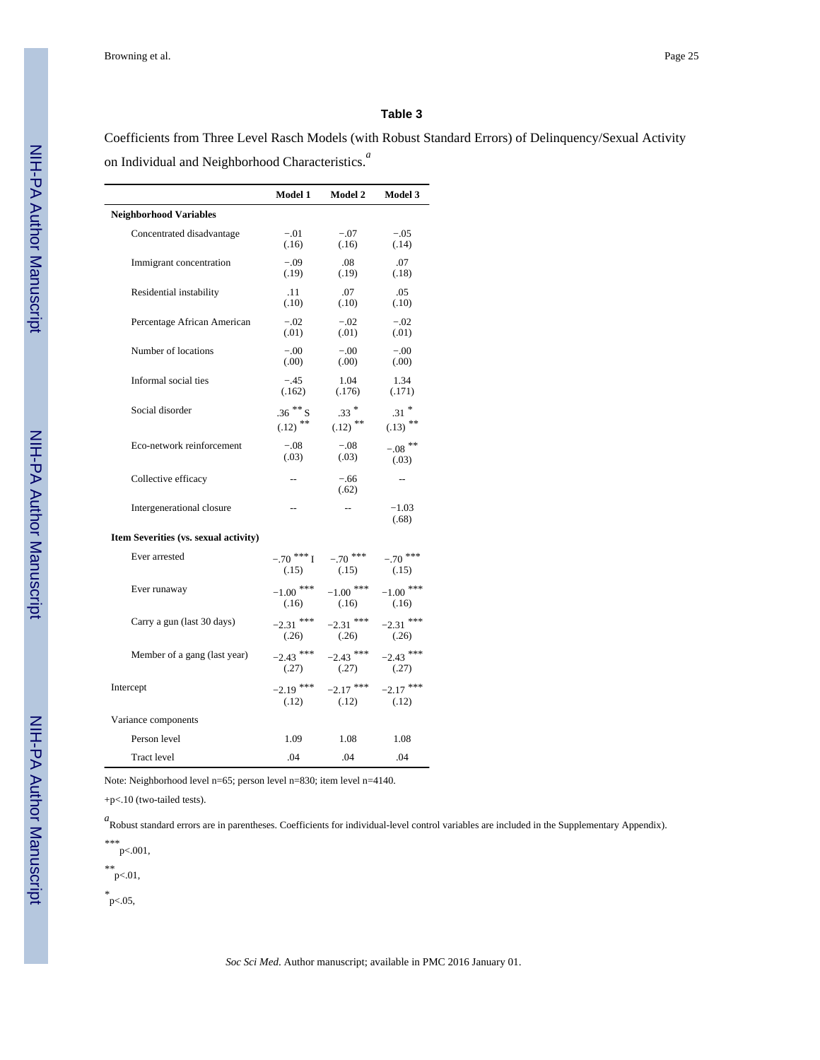**Table 3**

Coefficients from Three Level Rasch Models (with Robust Standard Errors) of Delinquency/Sexual Activity on Individual and Neighborhood Characteristics.[a]

| | Model 1 | Model 2 | Model 3 |
|---|---|---|---|
| **Neighborhood Variables** | | | |
| Concentrated disadvantage | −.01 (.16) | −.07 (.16) | −.05 (.14) |
| Immigrant concentration | −.09 (.19) | .08 (.19) | .07 (.18) |
| Residential instability | .11 (.10) | .07 (.10) | .05 (.10) |
| Percentage African American | −.02 (.01) | −.02 (.01) | −.02 (.01) |
| Number of locations | −.00 (.00) | −.00 (.00) | −.00 (.00) |
| Informal social ties | −.45 (.162) | 1.04 (.176) | 1.34 (.171) |
| Social disorder | .36 ** S (.12) ** | .33 * (.12) ** | .31 * (.13) ** |
| Eco-network reinforcement | −.08 (.03) | −.08 (.03) | −.08 ** (.03) |
| Collective efficacy | -- | −.66 (.62) | -- |
| Intergenerational closure | -- | -- | −1.03 (.68) |
| **Item Severities (vs. sexual activity)** | | | |
| Ever arrested | −.70 *** I (.15) | −.70 *** (.15) | −.70 *** (.15) |
| Ever runaway | −1.00 *** (.16) | −1.00 *** (.16) | −1.00 *** (.16) |
| Carry a gun (last 30 days) | −2.31 *** (.26) | −2.31 *** (.26) | −2.31 *** (.26) |
| Member of a gang (last year) | −2.43 *** (.27) | −2.43 *** (.27) | −2.43 *** (.27) |
| Intercept | −2.19 *** (.12) | −2.17 *** (.12) | −2.17 *** (.12) |
| Variance components | | | |
| Person level | 1.09 | 1.08 | 1.08 |
| Tract level | .04 | .04 | .04 |

Note: Neighborhood level n=65; person level n=830; item level n=4140.

+p<.10 (two-tailed tests).

[a]Robust standard errors are in parentheses. Coefficients for individual-level control variables are included in the Supplementary Appendix).

***p<.001,

**p<.01,

*p<.05,